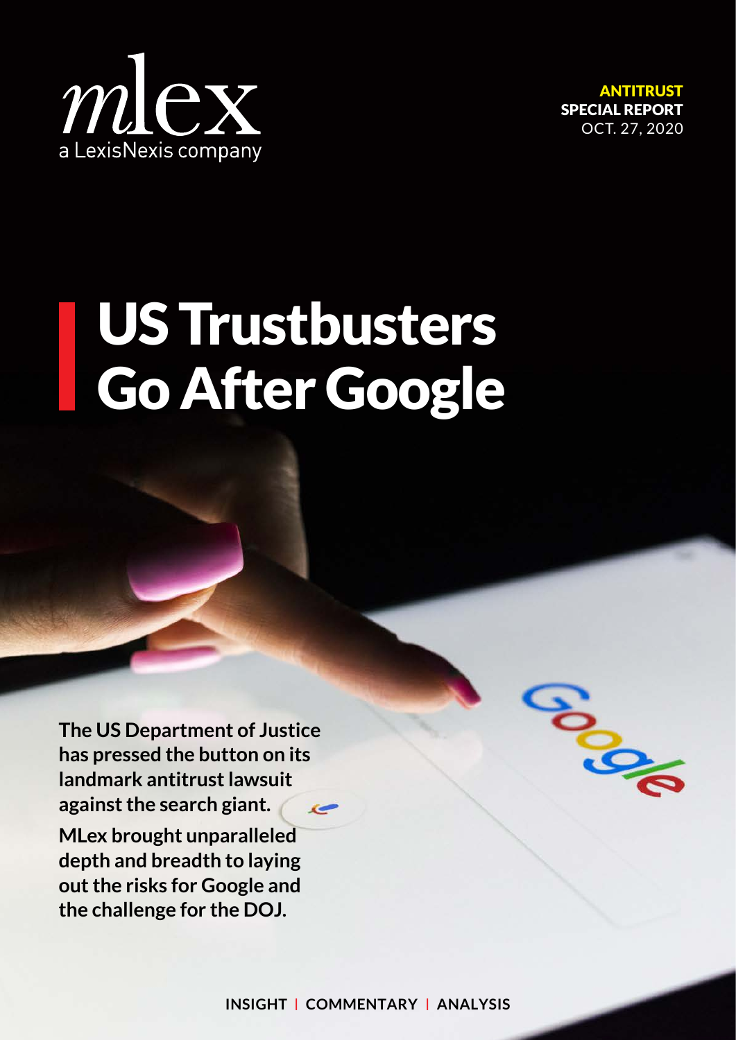mlex
a LexisNexis company

ANTITRUST
SPECIAL REPORT
OCT. 27, 2020

# US Trustbusters Go After Google

**The US Department of Justice has pressed the button on its landmark antitrust lawsuit against the search giant.**

**MLex brought unparalleled depth and breadth to laying out the risks for Google and the challenge for the DOJ.**

**INSIGHT | COMMENTARY | ANALYSIS**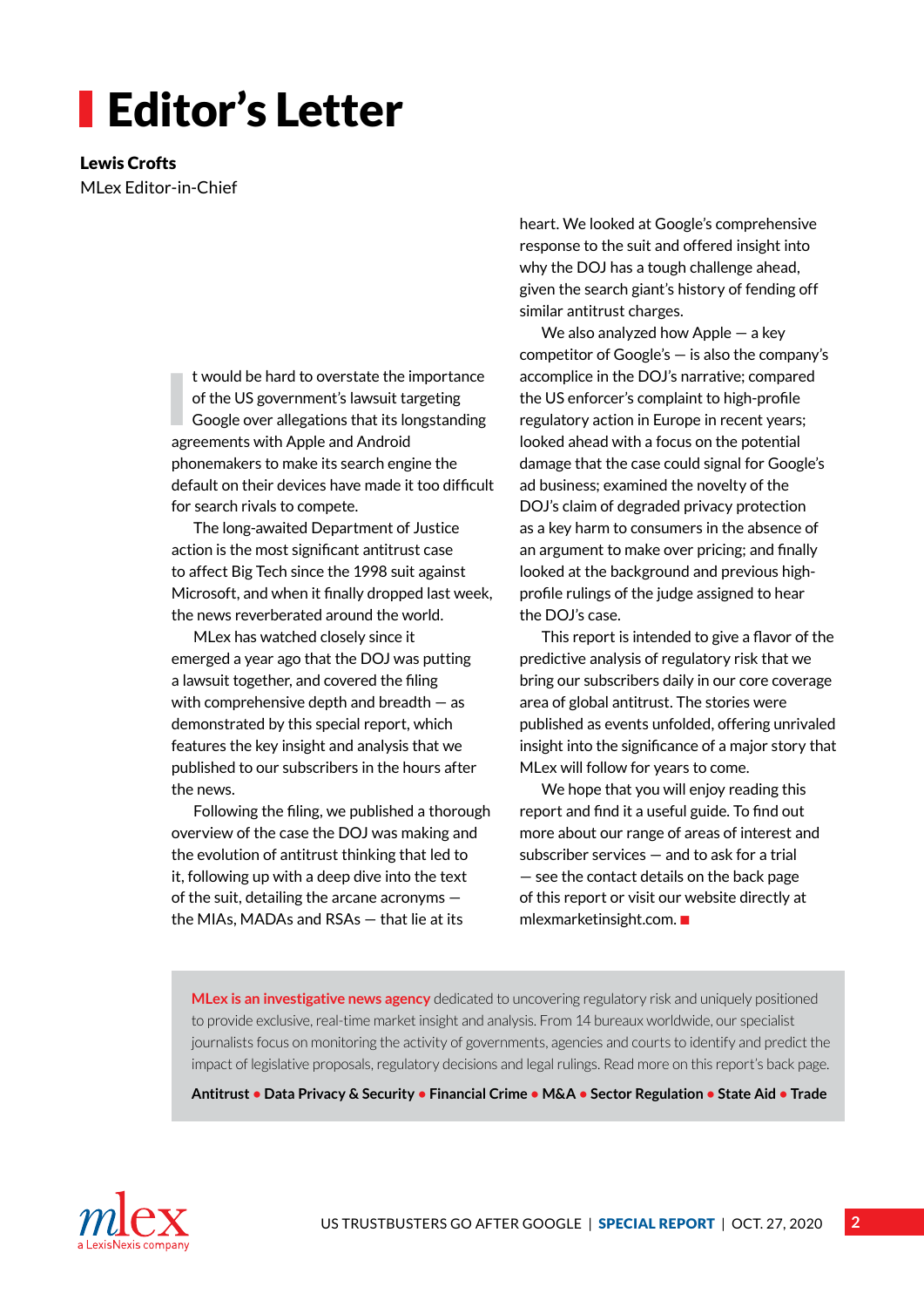# Editor's Letter

**Lewis Crofts**
MLex Editor-in-Chief

It would be hard to overstate the importance of the US government's lawsuit targeting Google over allegations that its longstanding agreements with Apple and Android phonemakers to make its search engine the default on their devices have made it too difficult for search rivals to compete.

The long-awaited Department of Justice action is the most significant antitrust case to affect Big Tech since the 1998 suit against Microsoft, and when it finally dropped last week, the news reverberated around the world.

MLex has watched closely since it emerged a year ago that the DOJ was putting a lawsuit together, and covered the filing with comprehensive depth and breadth — as demonstrated by this special report, which features the key insight and analysis that we published to our subscribers in the hours after the news.

Following the filing, we published a thorough overview of the case the DOJ was making and the evolution of antitrust thinking that led to it, following up with a deep dive into the text of the suit, detailing the arcane acronyms — the MIAs, MADAs and RSAs — that lie at its heart. We looked at Google's comprehensive response to the suit and offered insight into why the DOJ has a tough challenge ahead, given the search giant's history of fending off similar antitrust charges.

We also analyzed how Apple — a key competitor of Google's — is also the company's accomplice in the DOJ's narrative; compared the US enforcer's complaint to high-profile regulatory action in Europe in recent years; looked ahead with a focus on the potential damage that the case could signal for Google's ad business; examined the novelty of the DOJ's claim of degraded privacy protection as a key harm to consumers in the absence of an argument to make over pricing; and finally looked at the background and previous high-profile rulings of the judge assigned to hear the DOJ's case.

This report is intended to give a flavor of the predictive analysis of regulatory risk that we bring our subscribers daily in our core coverage area of global antitrust. The stories were published as events unfolded, offering unrivaled insight into the significance of a major story that MLex will follow for years to come.

We hope that you will enjoy reading this report and find it a useful guide. To find out more about our range of areas of interest and subscriber services — and to ask for a trial — see the contact details on the back page of this report or visit our website directly at mlexmarketinsight.com. ■

**MLex is an investigative news agency** dedicated to uncovering regulatory risk and uniquely positioned to provide exclusive, real-time market insight and analysis. From 14 bureaux worldwide, our specialist journalists focus on monitoring the activity of governments, agencies and courts to identify and predict the impact of legislative proposals, regulatory decisions and legal rulings. Read more on this report's back page.

**Antitrust • Data Privacy & Security • Financial Crime • M&A • Sector Regulation • State Aid • Trade**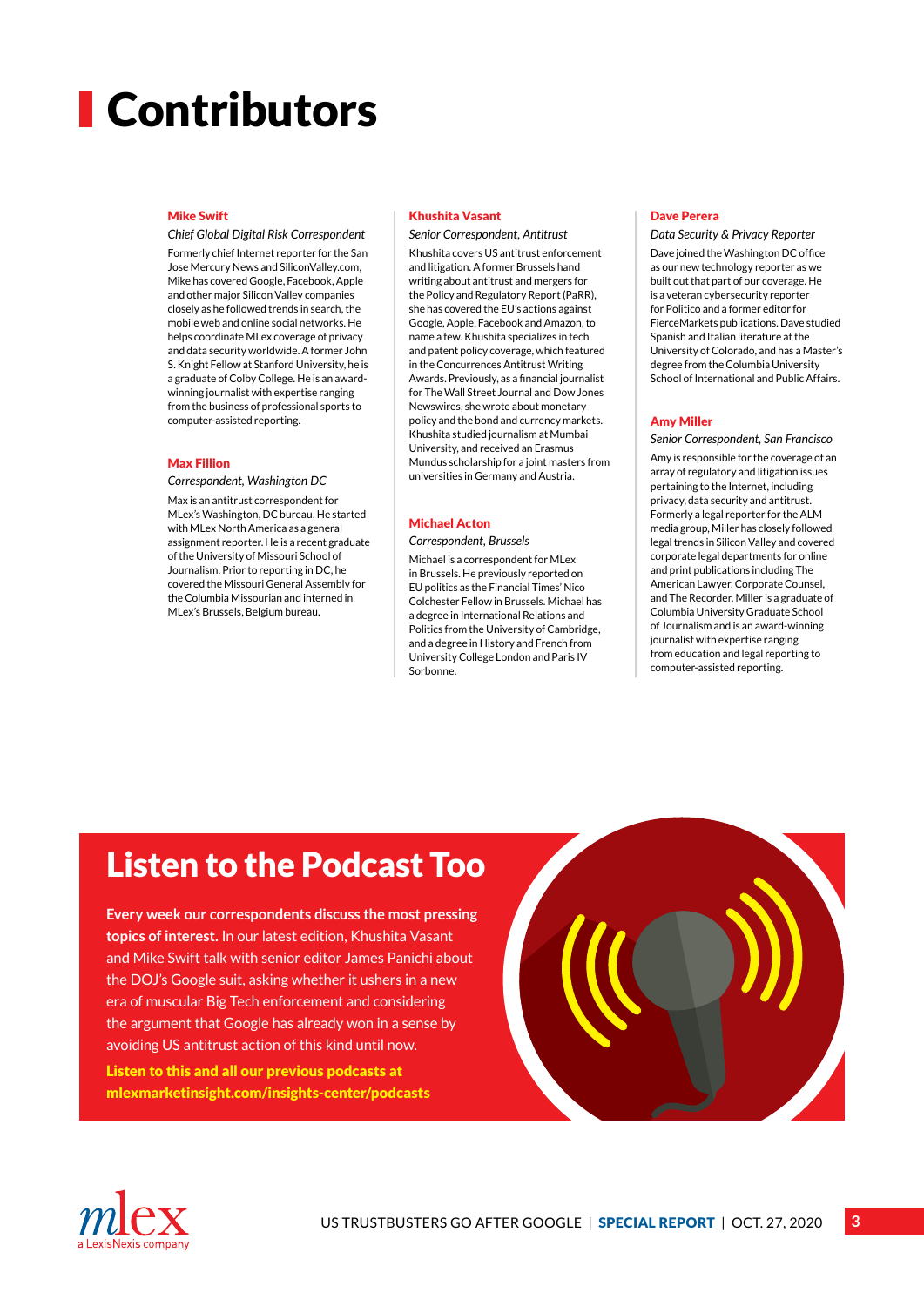# Contributors

### Mike Swift

*Chief Global Digital Risk Correspondent*

Formerly chief Internet reporter for the San Jose Mercury News and SiliconValley.com, Mike has covered Google, Facebook, Apple and other major Silicon Valley companies closely as he followed trends in search, the mobile web and online social networks. He helps coordinate MLex coverage of privacy and data security worldwide. A former John S. Knight Fellow at Stanford University, he is a graduate of Colby College. He is an award-winning journalist with expertise ranging from the business of professional sports to computer-assisted reporting.

### Max Fillion

*Correspondent, Washington DC*

Max is an antitrust correspondent for MLex's Washington, DC bureau. He started with MLex North America as a general assignment reporter. He is a recent graduate of the University of Missouri School of Journalism. Prior to reporting in DC, he covered the Missouri General Assembly for the Columbia Missourian and interned in MLex's Brussels, Belgium bureau.

### Khushita Vasant

*Senior Correspondent, Antitrust*

Khushita covers US antitrust enforcement and litigation. A former Brussels hand writing about antitrust and mergers for the Policy and Regulatory Report (PaRR), she has covered the EU's actions against Google, Apple, Facebook and Amazon, to name a few. Khushita specializes in tech and patent policy coverage, which featured in the Concurrences Antitrust Writing Awards. Previously, as a financial journalist for The Wall Street Journal and Dow Jones Newswires, she wrote about monetary policy and the bond and currency markets. Khushita studied journalism at Mumbai University, and received an Erasmus Mundus scholarship for a joint masters from universities in Germany and Austria.

### Michael Acton

*Correspondent, Brussels*

Michael is a correspondent for MLex in Brussels. He previously reported on EU politics as the Financial Times' Nico Colchester Fellow in Brussels. Michael has a degree in International Relations and Politics from the University of Cambridge, and a degree in History and French from University College London and Paris IV Sorbonne.

### Dave Perera

*Data Security & Privacy Reporter*

Dave joined the Washington DC office as our new technology reporter as we built out that part of our coverage. He is a veteran cybersecurity reporter for Politico and a former editor for FierceMarkets publications. Dave studied Spanish and Italian literature at the University of Colorado, and has a Master's degree from the Columbia University School of International and Public Affairs.

### Amy Miller

*Senior Correspondent, San Francisco*

Amy is responsible for the coverage of an array of regulatory and litigation issues pertaining to the Internet, including privacy, data security and antitrust. Formerly a legal reporter for the ALM media group, Miller has closely followed legal trends in Silicon Valley and covered corporate legal departments for online and print publications including The American Lawyer, Corporate Counsel, and The Recorder. Miller is a graduate of Columbia University Graduate School of Journalism and is an award-winning journalist with expertise ranging from education and legal reporting to computer-assisted reporting.

## Listen to the Podcast Too

**Every week our correspondents discuss the most pressing topics of interest.** In our latest edition, Khushita Vasant and Mike Swift talk with senior editor James Panichi about the DOJ's Google suit, asking whether it ushers in a new era of muscular Big Tech enforcement and considering the argument that Google has already won in a sense by avoiding US antitrust action of this kind until now.

**Listen to this and all our previous podcasts at mlexmarketinsight.com/insights-center/podcasts**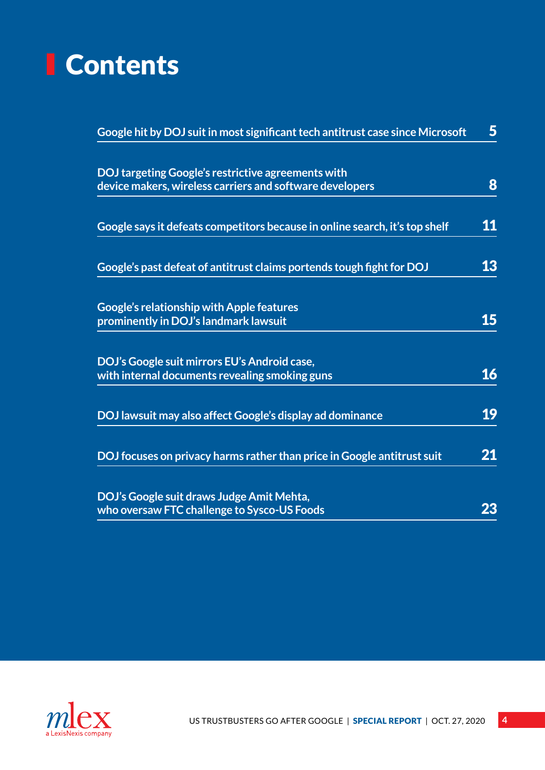# Contents

| | |
|---|---|
| Google hit by DOJ suit in most significant tech antitrust case since Microsoft | 5 |
| DOJ targeting Google's restrictive agreements with device makers, wireless carriers and software developers | 8 |
| Google says it defeats competitors because in online search, it's top shelf | 11 |
| Google's past defeat of antitrust claims portends tough fight for DOJ | 13 |
| Google's relationship with Apple features prominently in DOJ's landmark lawsuit | 15 |
| DOJ's Google suit mirrors EU's Android case, with internal documents revealing smoking guns | 16 |
| DOJ lawsuit may also affect Google's display ad dominance | 19 |
| DOJ focuses on privacy harms rather than price in Google antitrust suit | 21 |
| DOJ's Google suit draws Judge Amit Mehta, who oversaw FTC challenge to Sysco-US Foods | 23 |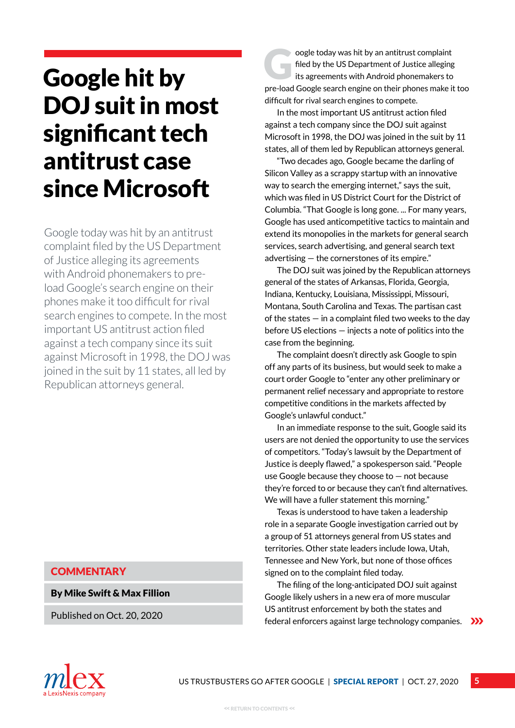# Google hit by DOJ suit in most significant tech antitrust case since Microsoft

Google today was hit by an antitrust complaint filed by the US Department of Justice alleging its agreements with Android phonemakers to pre-load Google's search engine on their phones make it too difficult for rival search engines to compete. In the most important US antitrust action filed against a tech company since its suit against Microsoft in 1998, the DOJ was joined in the suit by 11 states, all led by Republican attorneys general.

**COMMENTARY**

**By Mike Swift & Max Fillion**

Published on Oct. 20, 2020

Google today was hit by an antitrust complaint filed by the US Department of Justice alleging its agreements with Android phonemakers to pre-load Google search engine on their phones make it too difficult for rival search engines to compete.

In the most important US antitrust action filed against a tech company since the DOJ suit against Microsoft in 1998, the DOJ was joined in the suit by 11 states, all of them led by Republican attorneys general.

"Two decades ago, Google became the darling of Silicon Valley as a scrappy startup with an innovative way to search the emerging internet," says the suit, which was filed in US District Court for the District of Columbia. "That Google is long gone. ... For many years, Google has used anticompetitive tactics to maintain and extend its monopolies in the markets for general search services, search advertising, and general search text advertising — the cornerstones of its empire."

The DOJ suit was joined by the Republican attorneys general of the states of Arkansas, Florida, Georgia, Indiana, Kentucky, Louisiana, Mississippi, Missouri, Montana, South Carolina and Texas. The partisan cast of the states — in a complaint filed two weeks to the day before US elections — injects a note of politics into the case from the beginning.

The complaint doesn't directly ask Google to spin off any parts of its business, but would seek to make a court order Google to "enter any other preliminary or permanent relief necessary and appropriate to restore competitive conditions in the markets affected by Google's unlawful conduct."

In an immediate response to the suit, Google said its users are not denied the opportunity to use the services of competitors. "Today's lawsuit by the Department of Justice is deeply flawed," a spokesperson said. "People use Google because they choose to — not because they're forced to or because they can't find alternatives. We will have a fuller statement this morning."

Texas is understood to have taken a leadership role in a separate Google investigation carried out by a group of 51 attorneys general from US states and territories. Other state leaders include Iowa, Utah, Tennessee and New York, but none of those offices signed on to the complaint filed today.

The filing of the long-anticipated DOJ suit against Google likely ushers in a new era of more muscular US antitrust enforcement by both the states and federal enforcers against large technology companies. »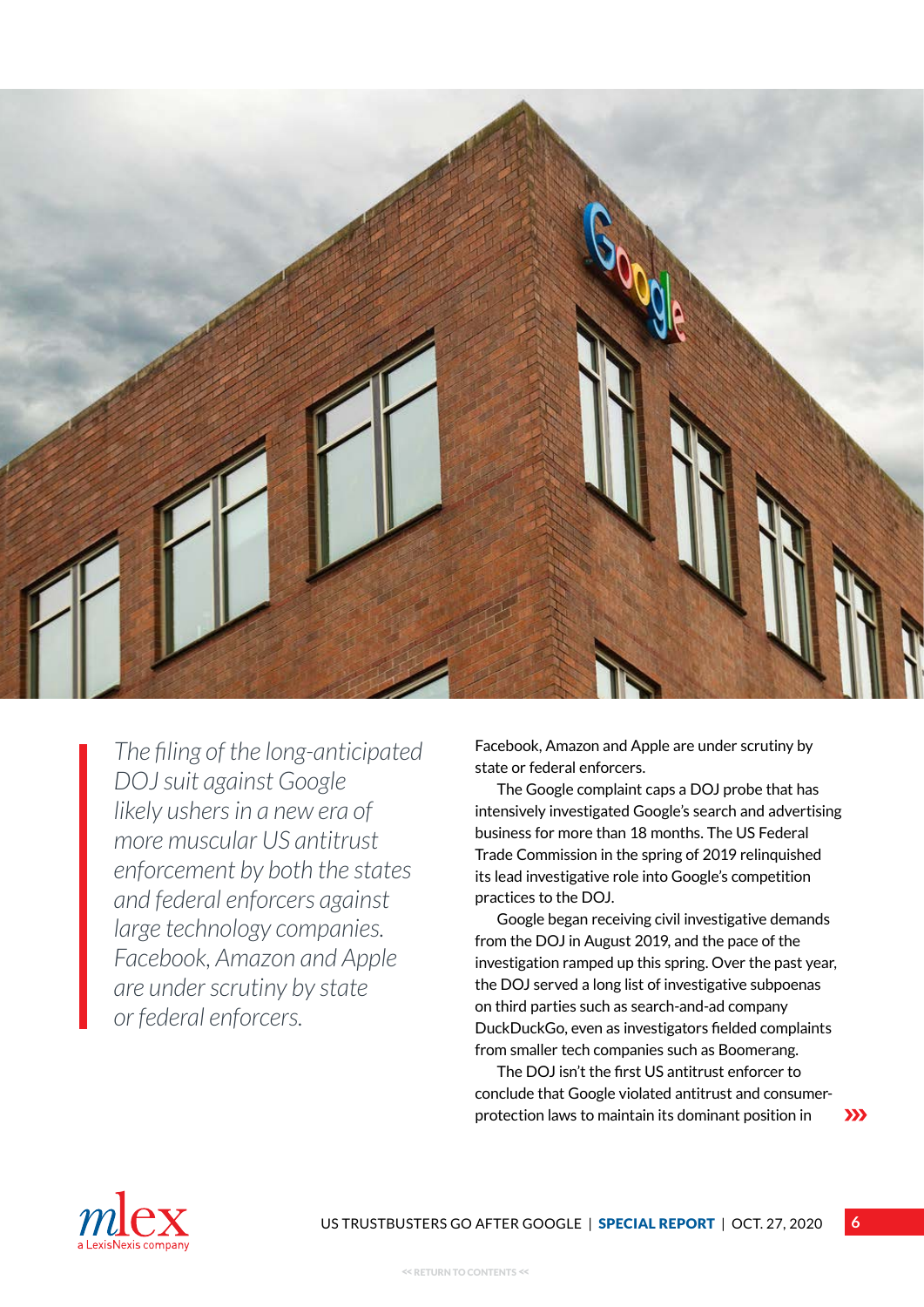*The filing of the long-anticipated DOJ suit against Google likely ushers in a new era of more muscular US antitrust enforcement by both the states and federal enforcers against large technology companies. Facebook, Amazon and Apple are under scrutiny by state or federal enforcers.*

Facebook, Amazon and Apple are under scrutiny by state or federal enforcers.

The Google complaint caps a DOJ probe that has intensively investigated Google's search and advertising business for more than 18 months. The US Federal Trade Commission in the spring of 2019 relinquished its lead investigative role into Google's competition practices to the DOJ.

Google began receiving civil investigative demands from the DOJ in August 2019, and the pace of the investigation ramped up this spring. Over the past year, the DOJ served a long list of investigative subpoenas on third parties such as search-and-ad company DuckDuckGo, even as investigators fielded complaints from smaller tech companies such as Boomerang.

The DOJ isn't the first US antitrust enforcer to conclude that Google violated antitrust and consumer-protection laws to maintain its dominant position in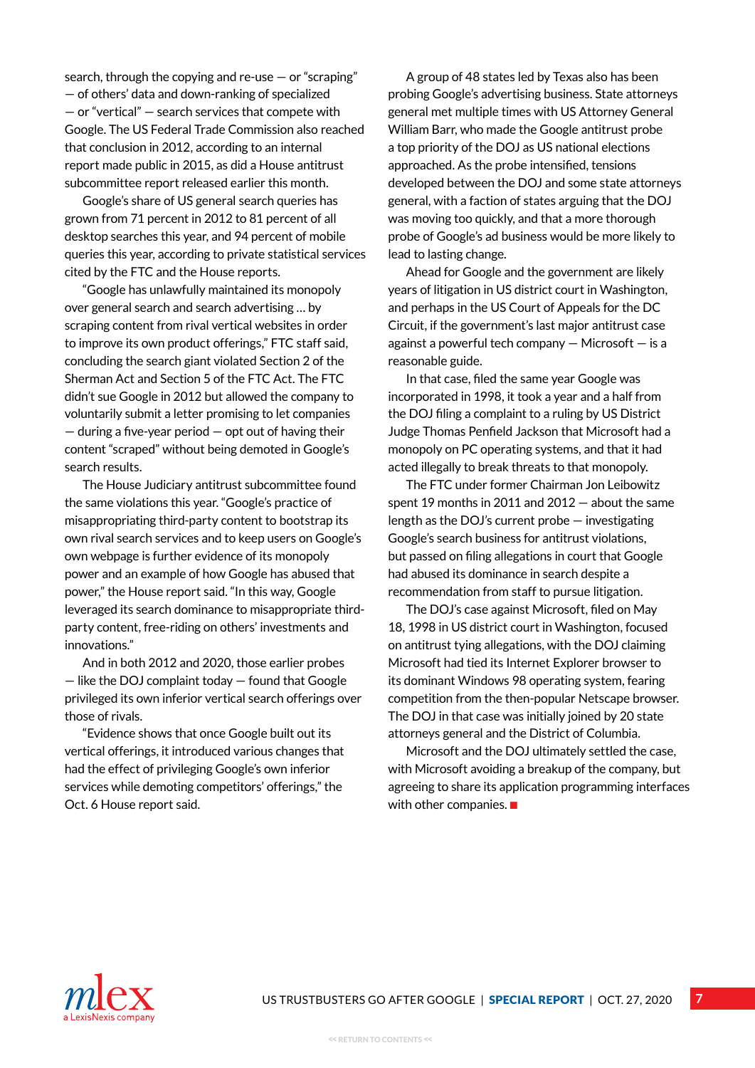search, through the copying and re-use — or "scraping" — of others' data and down-ranking of specialized — or "vertical" — search services that compete with Google. The US Federal Trade Commission also reached that conclusion in 2012, according to an internal report made public in 2015, as did a House antitrust subcommittee report released earlier this month.

Google's share of US general search queries has grown from 71 percent in 2012 to 81 percent of all desktop searches this year, and 94 percent of mobile queries this year, according to private statistical services cited by the FTC and the House reports.

"Google has unlawfully maintained its monopoly over general search and search advertising … by scraping content from rival vertical websites in order to improve its own product offerings," FTC staff said, concluding the search giant violated Section 2 of the Sherman Act and Section 5 of the FTC Act. The FTC didn't sue Google in 2012 but allowed the company to voluntarily submit a letter promising to let companies — during a five-year period — opt out of having their content "scraped" without being demoted in Google's search results.

The House Judiciary antitrust subcommittee found the same violations this year. "Google's practice of misappropriating third-party content to bootstrap its own rival search services and to keep users on Google's own webpage is further evidence of its monopoly power and an example of how Google has abused that power," the House report said. "In this way, Google leveraged its search dominance to misappropriate third-party content, free-riding on others' investments and innovations."

And in both 2012 and 2020, those earlier probes — like the DOJ complaint today — found that Google privileged its own inferior vertical search offerings over those of rivals.

"Evidence shows that once Google built out its vertical offerings, it introduced various changes that had the effect of privileging Google's own inferior services while demoting competitors' offerings," the Oct. 6 House report said.

A group of 48 states led by Texas also has been probing Google's advertising business. State attorneys general met multiple times with US Attorney General William Barr, who made the Google antitrust probe a top priority of the DOJ as US national elections approached. As the probe intensified, tensions developed between the DOJ and some state attorneys general, with a faction of states arguing that the DOJ was moving too quickly, and that a more thorough probe of Google's ad business would be more likely to lead to lasting change.

Ahead for Google and the government are likely years of litigation in US district court in Washington, and perhaps in the US Court of Appeals for the DC Circuit, if the government's last major antitrust case against a powerful tech company — Microsoft — is a reasonable guide.

In that case, filed the same year Google was incorporated in 1998, it took a year and a half from the DOJ filing a complaint to a ruling by US District Judge Thomas Penfield Jackson that Microsoft had a monopoly on PC operating systems, and that it had acted illegally to break threats to that monopoly.

The FTC under former Chairman Jon Leibowitz spent 19 months in 2011 and 2012 — about the same length as the DOJ's current probe — investigating Google's search business for antitrust violations, but passed on filing allegations in court that Google had abused its dominance in search despite a recommendation from staff to pursue litigation.

The DOJ's case against Microsoft, filed on May 18, 1998 in US district court in Washington, focused on antitrust tying allegations, with the DOJ claiming Microsoft had tied its Internet Explorer browser to its dominant Windows 98 operating system, fearing competition from the then-popular Netscape browser. The DOJ in that case was initially joined by 20 state attorneys general and the District of Columbia.

Microsoft and the DOJ ultimately settled the case, with Microsoft avoiding a breakup of the company, but agreeing to share its application programming interfaces with other companies. ■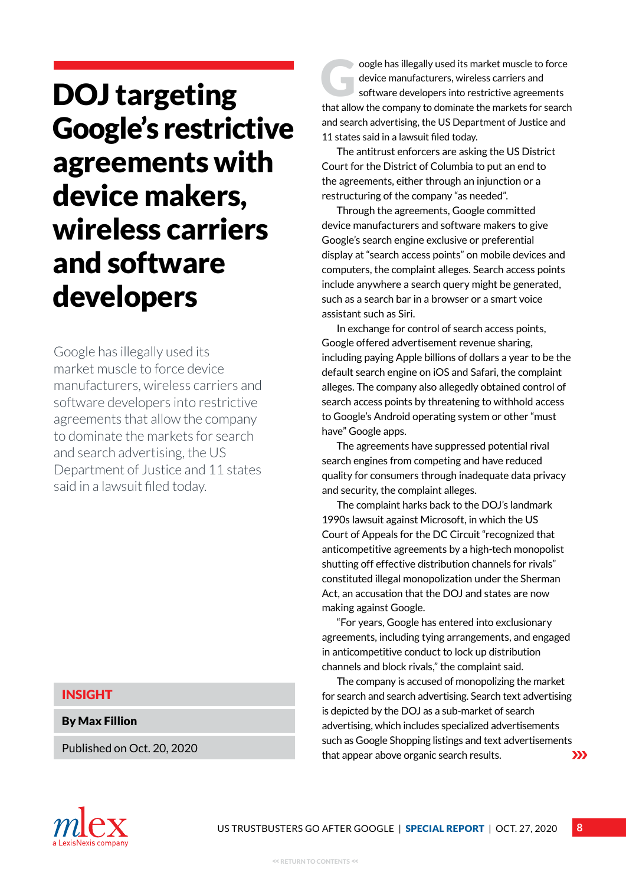# DOJ targeting Google's restrictive agreements with device makers, wireless carriers and software developers

Google has illegally used its market muscle to force device manufacturers, wireless carriers and software developers into restrictive agreements that allow the company to dominate the markets for search and search advertising, the US Department of Justice and 11 states said in a lawsuit filed today.

**INSIGHT**

**By Max Fillion**

Published on Oct. 20, 2020

Google has illegally used its market muscle to force device manufacturers, wireless carriers and software developers into restrictive agreements that allow the company to dominate the markets for search and search advertising, the US Department of Justice and 11 states said in a lawsuit filed today.

The antitrust enforcers are asking the US District Court for the District of Columbia to put an end to the agreements, either through an injunction or a restructuring of the company "as needed".

Through the agreements, Google committed device manufacturers and software makers to give Google's search engine exclusive or preferential display at "search access points" on mobile devices and computers, the complaint alleges. Search access points include anywhere a search query might be generated, such as a search bar in a browser or a smart voice assistant such as Siri.

In exchange for control of search access points, Google offered advertisement revenue sharing, including paying Apple billions of dollars a year to be the default search engine on iOS and Safari, the complaint alleges. The company also allegedly obtained control of search access points by threatening to withhold access to Google's Android operating system or other "must have" Google apps.

The agreements have suppressed potential rival search engines from competing and have reduced quality for consumers through inadequate data privacy and security, the complaint alleges.

The complaint harks back to the DOJ's landmark 1990s lawsuit against Microsoft, in which the US Court of Appeals for the DC Circuit "recognized that anticompetitive agreements by a high-tech monopolist shutting off effective distribution channels for rivals" constituted illegal monopolization under the Sherman Act, an accusation that the DOJ and states are now making against Google.

"For years, Google has entered into exclusionary agreements, including tying arrangements, and engaged in anticompetitive conduct to lock up distribution channels and block rivals," the complaint said.

The company is accused of monopolizing the market for search and search advertising. Search text advertising is depicted by the DOJ as a sub-market of search advertising, which includes specialized advertisements such as Google Shopping listings and text advertisements that appear above organic search results.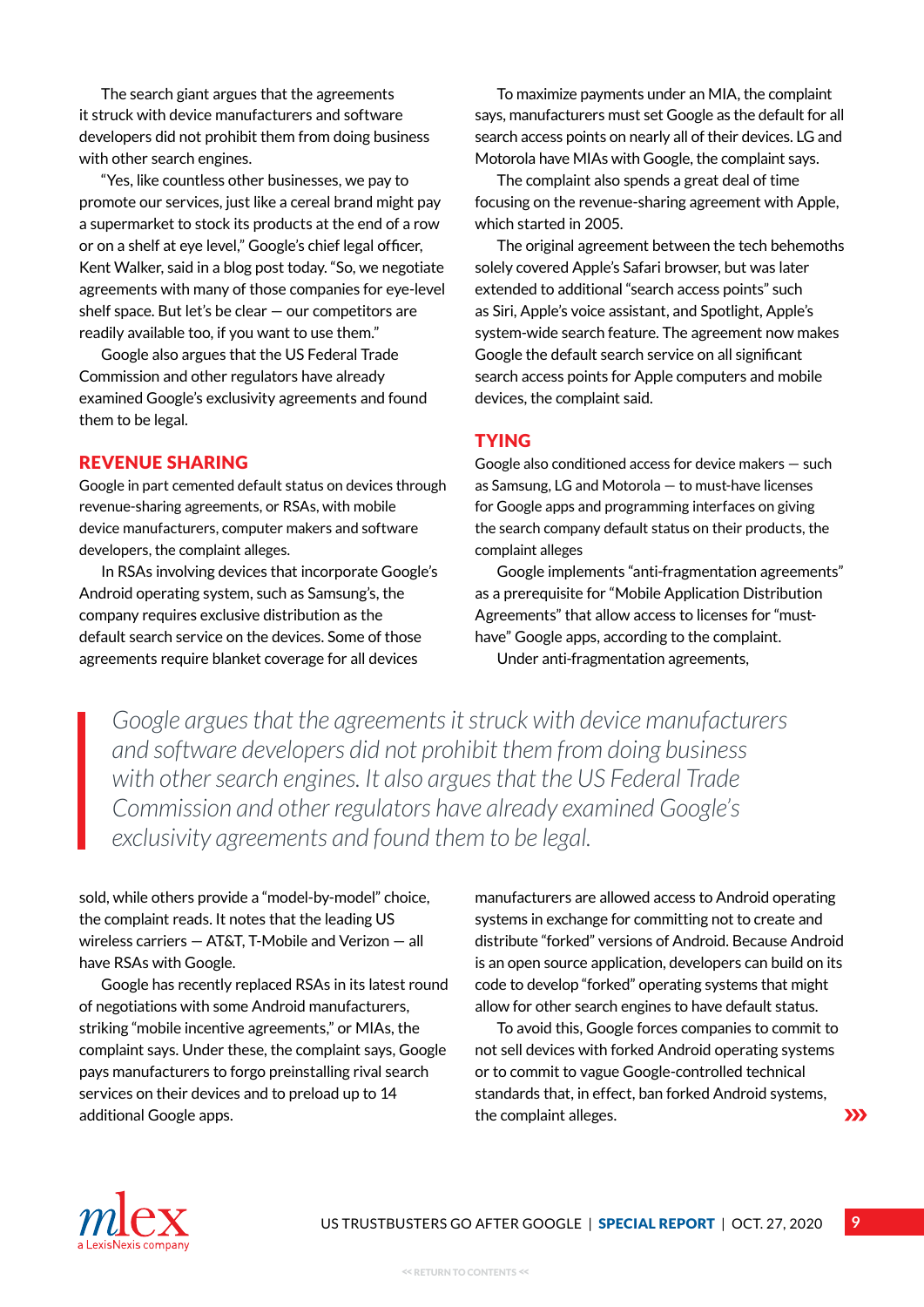The search giant argues that the agreements it struck with device manufacturers and software developers did not prohibit them from doing business with other search engines.

"Yes, like countless other businesses, we pay to promote our services, just like a cereal brand might pay a supermarket to stock its products at the end of a row or on a shelf at eye level," Google's chief legal officer, Kent Walker, said in a blog post today. "So, we negotiate agreements with many of those companies for eye-level shelf space. But let's be clear — our competitors are readily available too, if you want to use them."

Google also argues that the US Federal Trade Commission and other regulators have already examined Google's exclusivity agreements and found them to be legal.

## REVENUE SHARING

Google in part cemented default status on devices through revenue-sharing agreements, or RSAs, with mobile device manufacturers, computer makers and software developers, the complaint alleges.

In RSAs involving devices that incorporate Google's Android operating system, such as Samsung's, the company requires exclusive distribution as the default search service on the devices. Some of those agreements require blanket coverage for all devices sold, while others provide a "model-by-model" choice, the complaint reads. It notes that the leading US wireless carriers — AT&T, T-Mobile and Verizon — all have RSAs with Google.

Google has recently replaced RSAs in its latest round of negotiations with some Android manufacturers, striking "mobile incentive agreements," or MIAs, the complaint says. Under these, the complaint says, Google pays manufacturers to forgo preinstalling rival search services on their devices and to preload up to 14 additional Google apps.

To maximize payments under an MIA, the complaint says, manufacturers must set Google as the default for all search access points on nearly all of their devices. LG and Motorola have MIAs with Google, the complaint says.

The complaint also spends a great deal of time focusing on the revenue-sharing agreement with Apple, which started in 2005.

The original agreement between the tech behemoths solely covered Apple's Safari browser, but was later extended to additional "search access points" such as Siri, Apple's voice assistant, and Spotlight, Apple's system-wide search feature. The agreement now makes Google the default search service on all significant search access points for Apple computers and mobile devices, the complaint said.

## TYING

Google also conditioned access for device makers — such as Samsung, LG and Motorola — to must-have licenses for Google apps and programming interfaces on giving the search company default status on their products, the complaint alleges

Google implements "anti-fragmentation agreements" as a prerequisite for "Mobile Application Distribution Agreements" that allow access to licenses for "must-have" Google apps, according to the complaint.

Under anti-fragmentation agreements, manufacturers are allowed access to Android operating systems in exchange for committing not to create and distribute "forked" versions of Android. Because Android is an open source application, developers can build on its code to develop "forked" operating systems that might allow for other search engines to have default status.

To avoid this, Google forces companies to commit to not sell devices with forked Android operating systems or to commit to vague Google-controlled technical standards that, in effect, ban forked Android systems, the complaint alleges.

> *Google argues that the agreements it struck with device manufacturers and software developers did not prohibit them from doing business with other search engines. It also argues that the US Federal Trade Commission and other regulators have already examined Google's exclusivity agreements and found them to be legal.*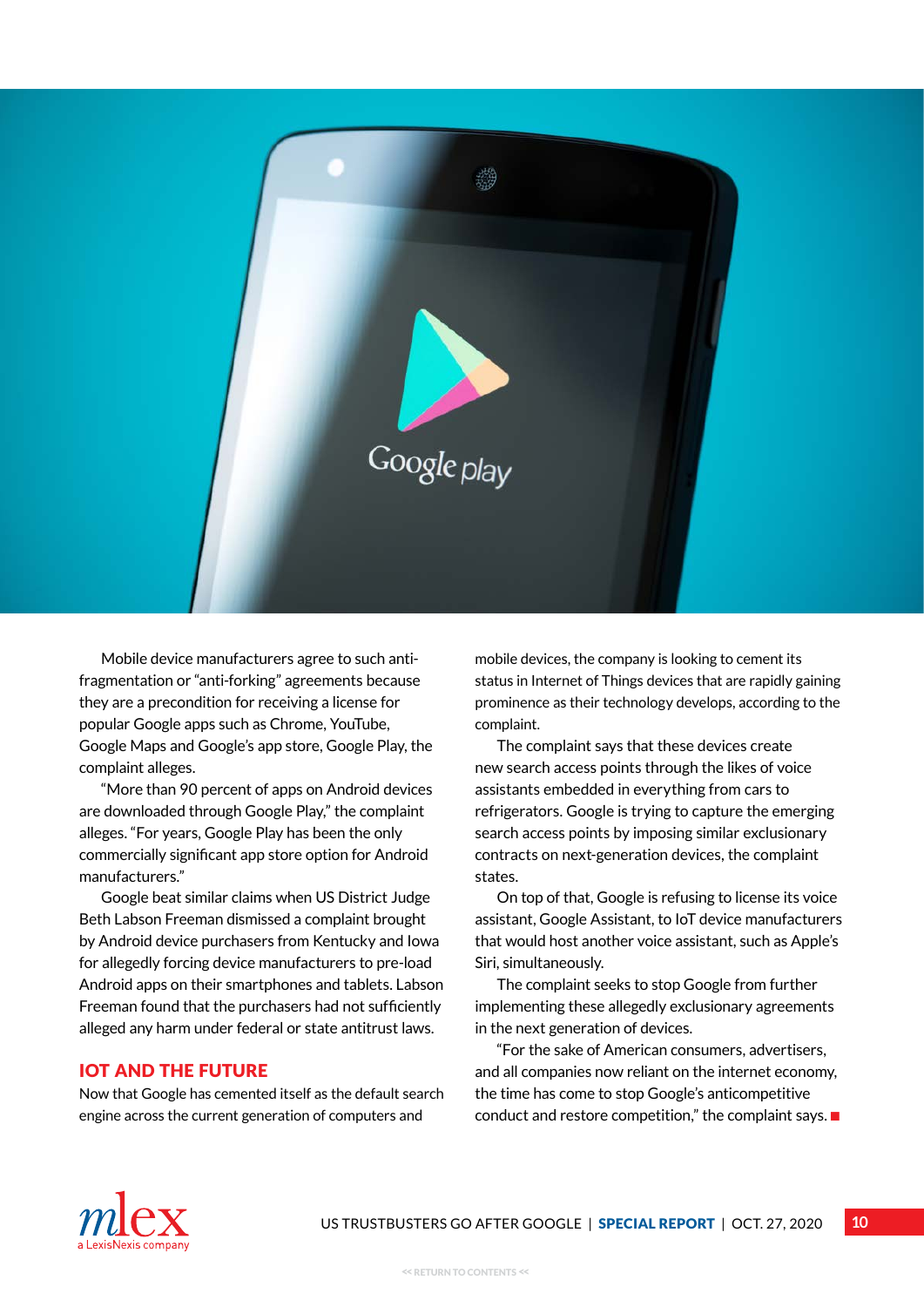Mobile device manufacturers agree to such anti-fragmentation or "anti-forking" agreements because they are a precondition for receiving a license for popular Google apps such as Chrome, YouTube, Google Maps and Google's app store, Google Play, the complaint alleges.

"More than 90 percent of apps on Android devices are downloaded through Google Play," the complaint alleges. "For years, Google Play has been the only commercially significant app store option for Android manufacturers."

Google beat similar claims when US District Judge Beth Labson Freeman dismissed a complaint brought by Android device purchasers from Kentucky and Iowa for allegedly forcing device manufacturers to pre-load Android apps on their smartphones and tablets. Labson Freeman found that the purchasers had not sufficiently alleged any harm under federal or state antitrust laws.

## IOT AND THE FUTURE

Now that Google has cemented itself as the default search engine across the current generation of computers and mobile devices, the company is looking to cement its status in Internet of Things devices that are rapidly gaining prominence as their technology develops, according to the complaint.

The complaint says that these devices create new search access points through the likes of voice assistants embedded in everything from cars to refrigerators. Google is trying to capture the emerging search access points by imposing similar exclusionary contracts on next-generation devices, the complaint states.

On top of that, Google is refusing to license its voice assistant, Google Assistant, to IoT device manufacturers that would host another voice assistant, such as Apple's Siri, simultaneously.

The complaint seeks to stop Google from further implementing these allegedly exclusionary agreements in the next generation of devices.

"For the sake of American consumers, advertisers, and all companies now reliant on the internet economy, the time has come to stop Google's anticompetitive conduct and restore competition," the complaint says.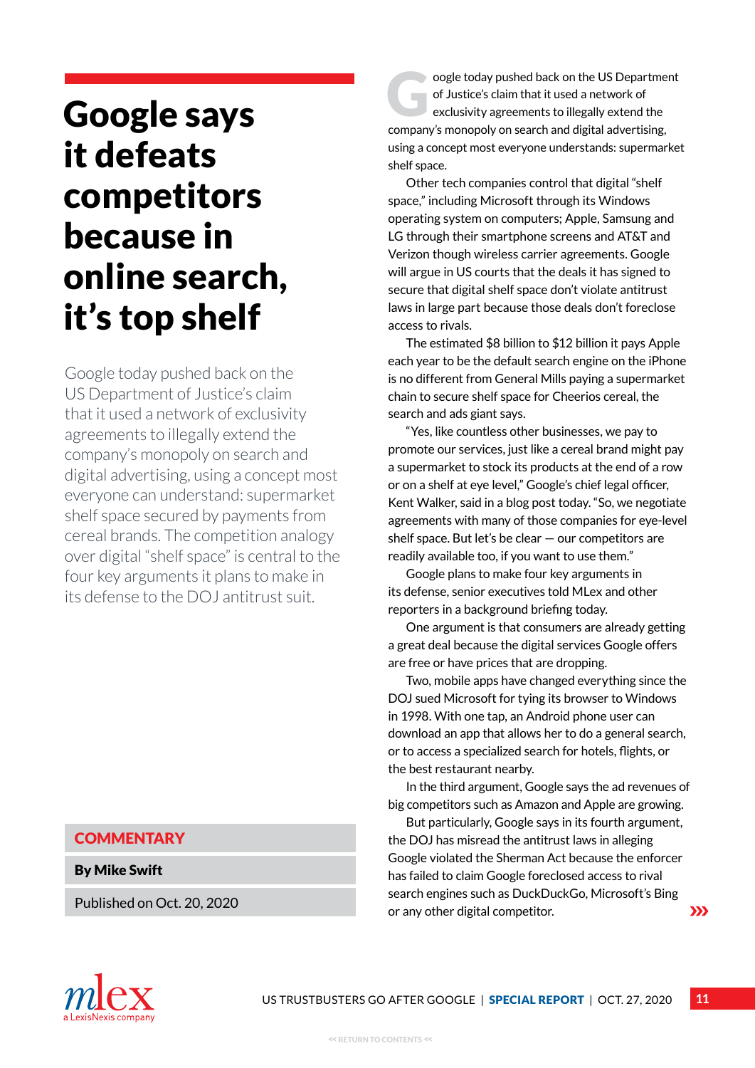# Google says it defeats competitors because in online search, it's top shelf

Google today pushed back on the US Department of Justice's claim that it used a network of exclusivity agreements to illegally extend the company's monopoly on search and digital advertising, using a concept most everyone can understand: supermarket shelf space secured by payments from cereal brands. The competition analogy over digital "shelf space" is central to the four key arguments it plans to make in its defense to the DOJ antitrust suit.

**COMMENTARY**

**By Mike Swift**

Published on Oct. 20, 2020

Google today pushed back on the US Department of Justice's claim that it used a network of exclusivity agreements to illegally extend the company's monopoly on search and digital advertising, using a concept most everyone understands: supermarket shelf space.

Other tech companies control that digital "shelf space," including Microsoft through its Windows operating system on computers; Apple, Samsung and LG through their smartphone screens and AT&T and Verizon though wireless carrier agreements. Google will argue in US courts that the deals it has signed to secure that digital shelf space don't violate antitrust laws in large part because those deals don't foreclose access to rivals.

The estimated $8 billion to $12 billion it pays Apple each year to be the default search engine on the iPhone is no different from General Mills paying a supermarket chain to secure shelf space for Cheerios cereal, the search and ads giant says.

"Yes, like countless other businesses, we pay to promote our services, just like a cereal brand might pay a supermarket to stock its products at the end of a row or on a shelf at eye level," Google's chief legal officer, Kent Walker, said in a blog post today. "So, we negotiate agreements with many of those companies for eye-level shelf space. But let's be clear — our competitors are readily available too, if you want to use them."

Google plans to make four key arguments in its defense, senior executives told MLex and other reporters in a background briefing today.

One argument is that consumers are already getting a great deal because the digital services Google offers are free or have prices that are dropping.

Two, mobile apps have changed everything since the DOJ sued Microsoft for tying its browser to Windows in 1998. With one tap, an Android phone user can download an app that allows her to do a general search, or to access a specialized search for hotels, flights, or the best restaurant nearby.

In the third argument, Google says the ad revenues of big competitors such as Amazon and Apple are growing.

But particularly, Google says in its fourth argument, the DOJ has misread the antitrust laws in alleging Google violated the Sherman Act because the enforcer has failed to claim Google foreclosed access to rival search engines such as DuckDuckGo, Microsoft's Bing or any other digital competitor.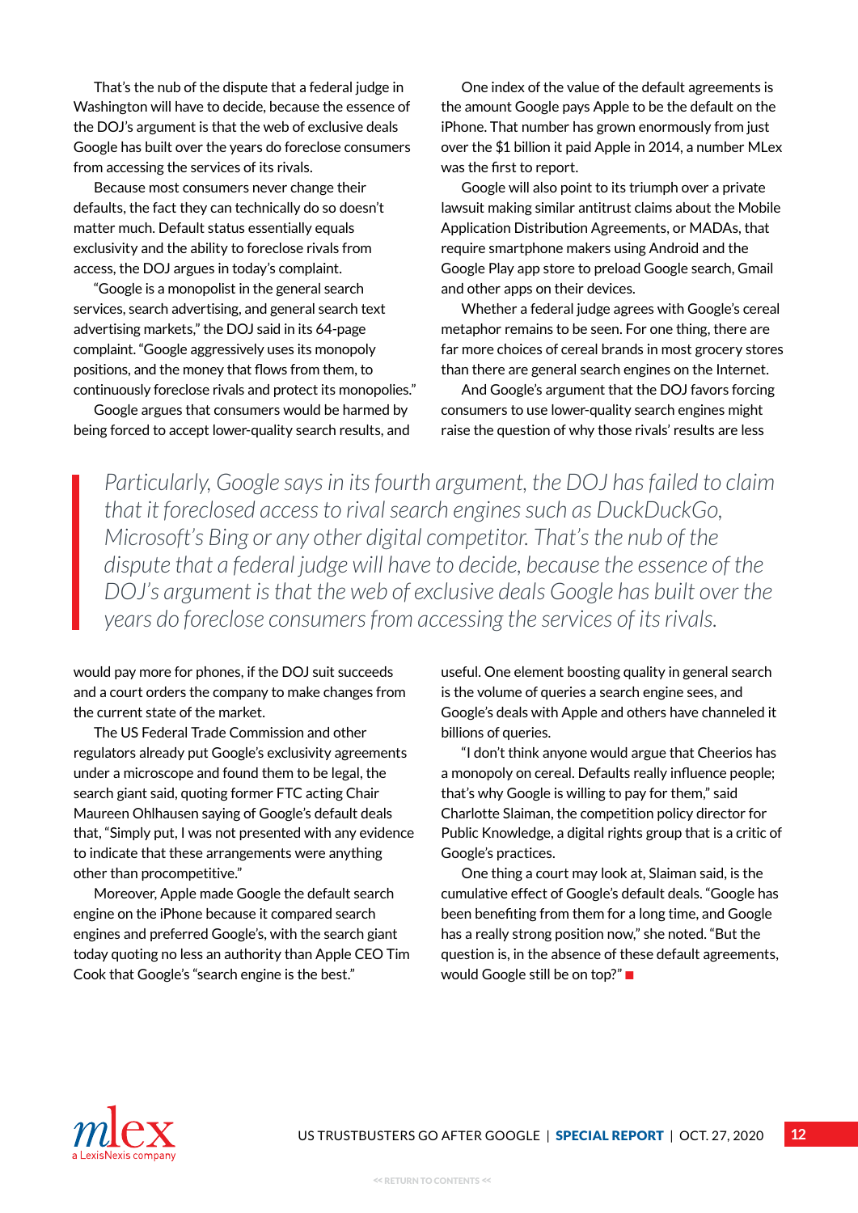That's the nub of the dispute that a federal judge in Washington will have to decide, because the essence of the DOJ's argument is that the web of exclusive deals Google has built over the years do foreclose consumers from accessing the services of its rivals.

Because most consumers never change their defaults, the fact they can technically do so doesn't matter much. Default status essentially equals exclusivity and the ability to foreclose rivals from access, the DOJ argues in today's complaint.

"Google is a monopolist in the general search services, search advertising, and general search text advertising markets," the DOJ said in its 64-page complaint. "Google aggressively uses its monopoly positions, and the money that flows from them, to continuously foreclose rivals and protect its monopolies."

Google argues that consumers would be harmed by being forced to accept lower-quality search results, and would pay more for phones, if the DOJ suit succeeds and a court orders the company to make changes from the current state of the market.

The US Federal Trade Commission and other regulators already put Google's exclusivity agreements under a microscope and found them to be legal, the search giant said, quoting former FTC acting Chair Maureen Ohlhausen saying of Google's default deals that, "Simply put, I was not presented with any evidence to indicate that these arrangements were anything other than procompetitive."

Moreover, Apple made Google the default search engine on the iPhone because it compared search engines and preferred Google's, with the search giant today quoting no less an authority than Apple CEO Tim Cook that Google's "search engine is the best."

One index of the value of the default agreements is the amount Google pays Apple to be the default on the iPhone. That number has grown enormously from just over the $1 billion it paid Apple in 2014, a number MLex was the first to report.

Google will also point to its triumph over a private lawsuit making similar antitrust claims about the Mobile Application Distribution Agreements, or MADAs, that require smartphone makers using Android and the Google Play app store to preload Google search, Gmail and other apps on their devices.

Whether a federal judge agrees with Google's cereal metaphor remains to be seen. For one thing, there are far more choices of cereal brands in most grocery stores than there are general search engines on the Internet.

And Google's argument that the DOJ favors forcing consumers to use lower-quality search engines might raise the question of why those rivals' results are less useful. One element boosting quality in general search is the volume of queries a search engine sees, and Google's deals with Apple and others have channeled it billions of queries.

"I don't think anyone would argue that Cheerios has a monopoly on cereal. Defaults really influence people; that's why Google is willing to pay for them," said Charlotte Slaiman, the competition policy director for Public Knowledge, a digital rights group that is a critic of Google's practices.

One thing a court may look at, Slaiman said, is the cumulative effect of Google's default deals. "Google has been benefiting from them for a long time, and Google has a really strong position now," she noted. "But the question is, in the absence of these default agreements, would Google still be on top?" ■

> *Particularly, Google says in its fourth argument, the DOJ has failed to claim that it foreclosed access to rival search engines such as DuckDuckGo, Microsoft's Bing or any other digital competitor. That's the nub of the dispute that a federal judge will have to decide, because the essence of the DOJ's argument is that the web of exclusive deals Google has built over the years do foreclose consumers from accessing the services of its rivals.*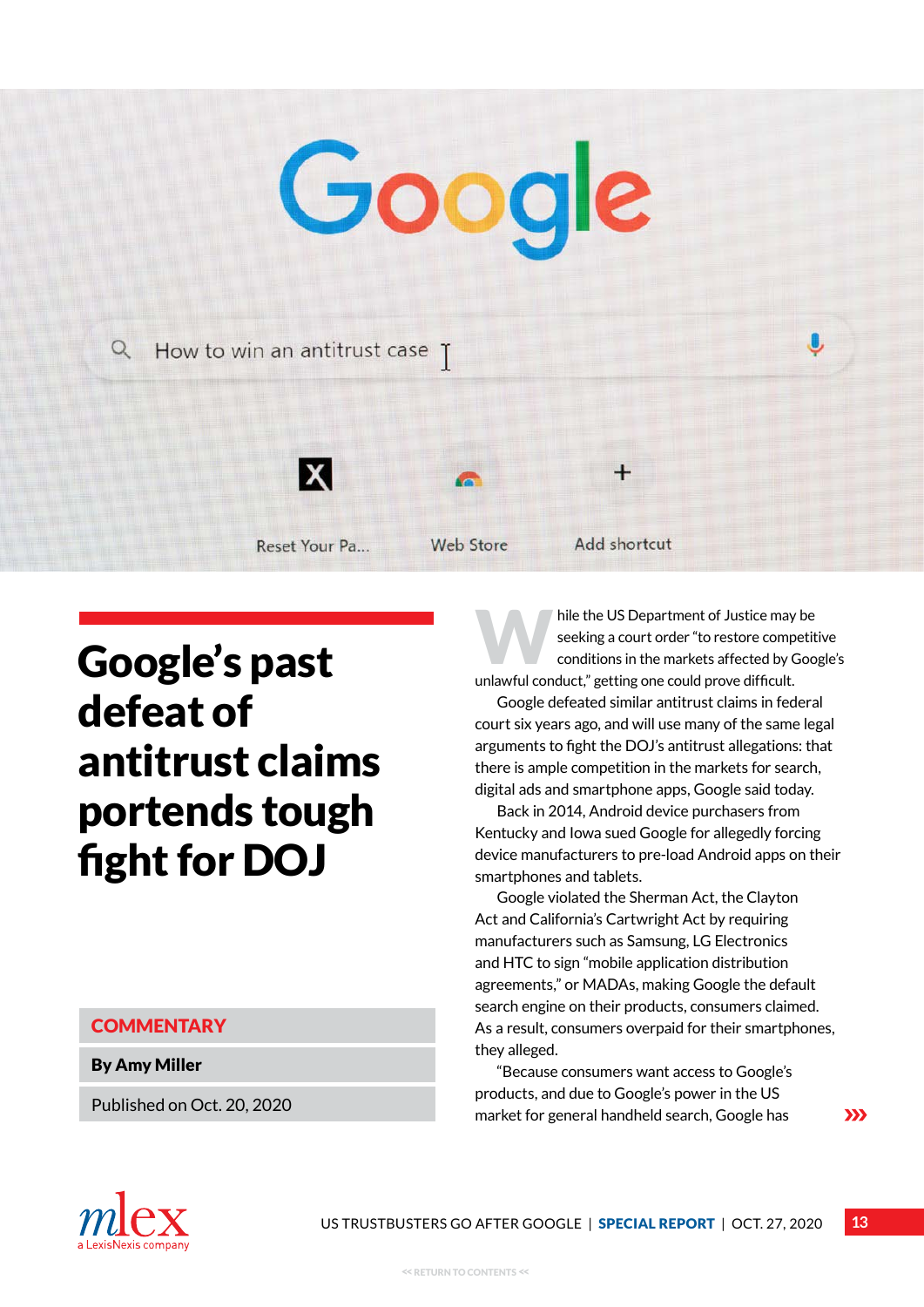# Google's past defeat of antitrust claims portends tough fight for DOJ

**COMMENTARY**

**By Amy Miller**

Published on Oct. 20, 2020

While the US Department of Justice may be seeking a court order "to restore competitive conditions in the markets affected by Google's unlawful conduct," getting one could prove difficult.

Google defeated similar antitrust claims in federal court six years ago, and will use many of the same legal arguments to fight the DOJ's antitrust allegations: that there is ample competition in the markets for search, digital ads and smartphone apps, Google said today.

Back in 2014, Android device purchasers from Kentucky and Iowa sued Google for allegedly forcing device manufacturers to pre-load Android apps on their smartphones and tablets.

Google violated the Sherman Act, the Clayton Act and California's Cartwright Act by requiring manufacturers such as Samsung, LG Electronics and HTC to sign "mobile application distribution agreements," or MADAs, making Google the default search engine on their products, consumers claimed. As a result, consumers overpaid for their smartphones, they alleged.

"Because consumers want access to Google's products, and due to Google's power in the US market for general handheld search, Google has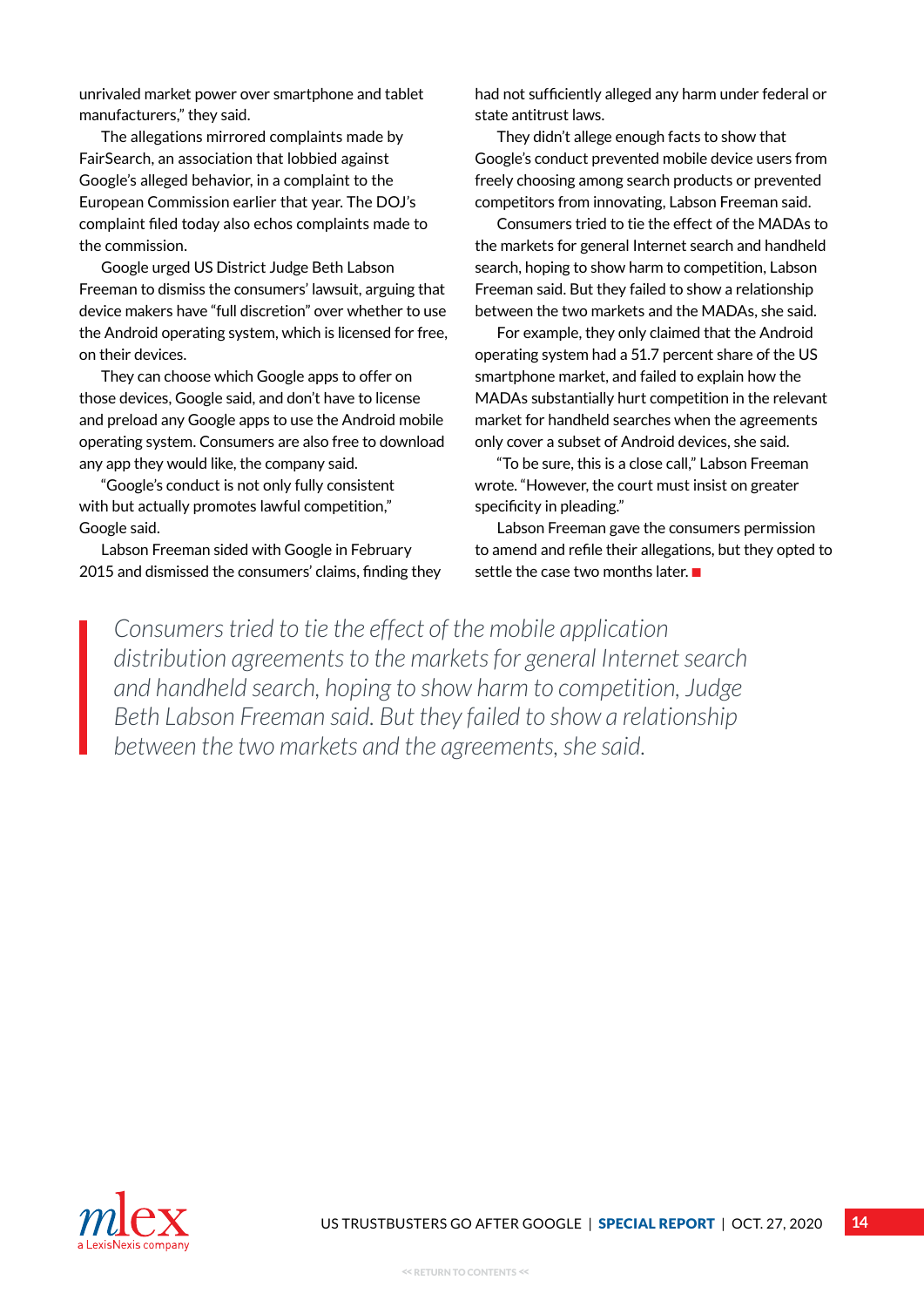unrivaled market power over smartphone and tablet manufacturers," they said.

The allegations mirrored complaints made by FairSearch, an association that lobbied against Google's alleged behavior, in a complaint to the European Commission earlier that year. The DOJ's complaint filed today also echos complaints made to the commission.

Google urged US District Judge Beth Labson Freeman to dismiss the consumers' lawsuit, arguing that device makers have "full discretion" over whether to use the Android operating system, which is licensed for free, on their devices.

They can choose which Google apps to offer on those devices, Google said, and don't have to license and preload any Google apps to use the Android mobile operating system. Consumers are also free to download any app they would like, the company said.

"Google's conduct is not only fully consistent with but actually promotes lawful competition," Google said.

Labson Freeman sided with Google in February 2015 and dismissed the consumers' claims, finding they had not sufficiently alleged any harm under federal or state antitrust laws.

They didn't allege enough facts to show that Google's conduct prevented mobile device users from freely choosing among search products or prevented competitors from innovating, Labson Freeman said.

Consumers tried to tie the effect of the MADAs to the markets for general Internet search and handheld search, hoping to show harm to competition, Labson Freeman said. But they failed to show a relationship between the two markets and the MADAs, she said.

For example, they only claimed that the Android operating system had a 51.7 percent share of the US smartphone market, and failed to explain how the MADAs substantially hurt competition in the relevant market for handheld searches when the agreements only cover a subset of Android devices, she said.

"To be sure, this is a close call," Labson Freeman wrote. "However, the court must insist on greater specificity in pleading."

Labson Freeman gave the consumers permission to amend and refile their allegations, but they opted to settle the case two months later. ■

> *Consumers tried to tie the effect of the mobile application distribution agreements to the markets for general Internet search and handheld search, hoping to show harm to competition, Judge Beth Labson Freeman said. But they failed to show a relationship between the two markets and the agreements, she said.*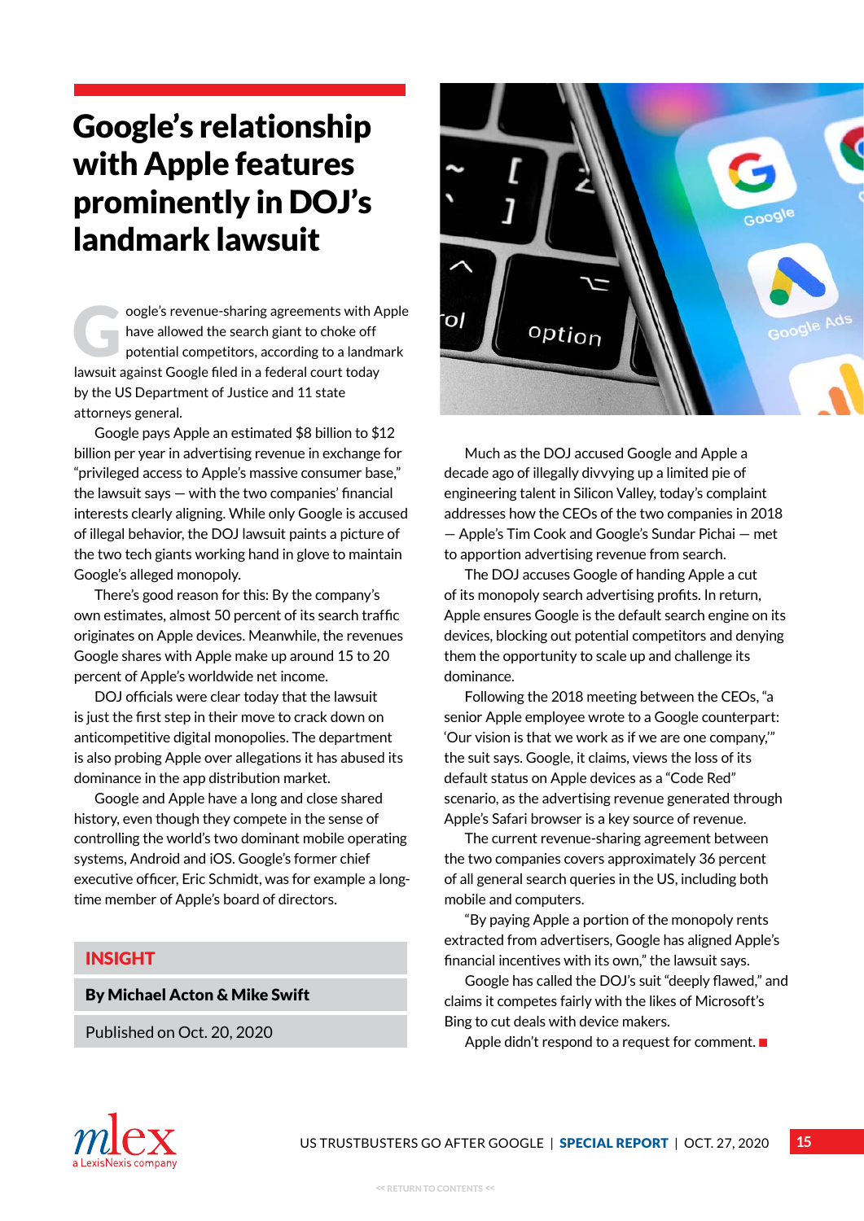# Google's relationship with Apple features prominently in DOJ's landmark lawsuit

Google's revenue-sharing agreements with Apple have allowed the search giant to choke off potential competitors, according to a landmark lawsuit against Google filed in a federal court today by the US Department of Justice and 11 state attorneys general.

Google pays Apple an estimated $8 billion to $12 billion per year in advertising revenue in exchange for "privileged access to Apple's massive consumer base," the lawsuit says — with the two companies' financial interests clearly aligning. While only Google is accused of illegal behavior, the DOJ lawsuit paints a picture of the two tech giants working hand in glove to maintain Google's alleged monopoly.

There's good reason for this: By the company's own estimates, almost 50 percent of its search traffic originates on Apple devices. Meanwhile, the revenues Google shares with Apple make up around 15 to 20 percent of Apple's worldwide net income.

DOJ officials were clear today that the lawsuit is just the first step in their move to crack down on anticompetitive digital monopolies. The department is also probing Apple over allegations it has abused its dominance in the app distribution market.

Google and Apple have a long and close shared history, even though they compete in the sense of controlling the world's two dominant mobile operating systems, Android and iOS. Google's former chief executive officer, Eric Schmidt, was for example a long-time member of Apple's board of directors.

**INSIGHT**

**By Michael Acton & Mike Swift**

Published on Oct. 20, 2020

Much as the DOJ accused Google and Apple a decade ago of illegally divvying up a limited pie of engineering talent in Silicon Valley, today's complaint addresses how the CEOs of the two companies in 2018 — Apple's Tim Cook and Google's Sundar Pichai — met to apportion advertising revenue from search.

The DOJ accuses Google of handing Apple a cut of its monopoly search advertising profits. In return, Apple ensures Google is the default search engine on its devices, blocking out potential competitors and denying them the opportunity to scale up and challenge its dominance.

Following the 2018 meeting between the CEOs, "a senior Apple employee wrote to a Google counterpart: 'Our vision is that we work as if we are one company,'" the suit says. Google, it claims, views the loss of its default status on Apple devices as a "Code Red" scenario, as the advertising revenue generated through Apple's Safari browser is a key source of revenue.

The current revenue-sharing agreement between the two companies covers approximately 36 percent of all general search queries in the US, including both mobile and computers.

"By paying Apple a portion of the monopoly rents extracted from advertisers, Google has aligned Apple's financial incentives with its own," the lawsuit says.

Google has called the DOJ's suit "deeply flawed," and claims it competes fairly with the likes of Microsoft's Bing to cut deals with device makers.

Apple didn't respond to a request for comment. ■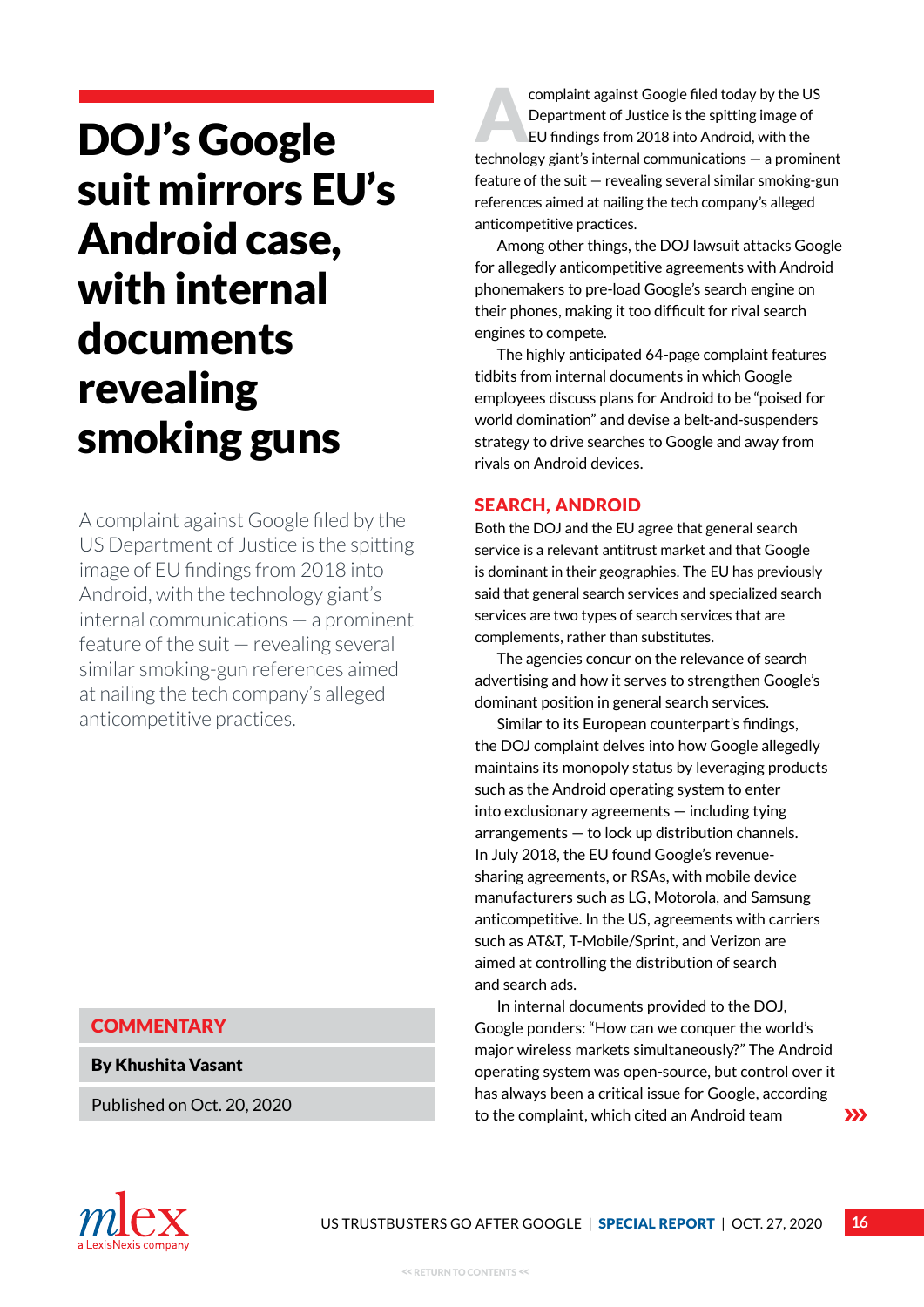# DOJ's Google suit mirrors EU's Android case, with internal documents revealing smoking guns

A complaint against Google filed by the US Department of Justice is the spitting image of EU findings from 2018 into Android, with the technology giant's internal communications — a prominent feature of the suit — revealing several similar smoking-gun references aimed at nailing the tech company's alleged anticompetitive practices.

**COMMENTARY**

**By Khushita Vasant**

Published on Oct. 20, 2020

A complaint against Google filed today by the US Department of Justice is the spitting image of EU findings from 2018 into Android, with the technology giant's internal communications — a prominent feature of the suit — revealing several similar smoking-gun references aimed at nailing the tech company's alleged anticompetitive practices.

Among other things, the DOJ lawsuit attacks Google for allegedly anticompetitive agreements with Android phonemakers to pre-load Google's search engine on their phones, making it too difficult for rival search engines to compete.

The highly anticipated 64-page complaint features tidbits from internal documents in which Google employees discuss plans for Android to be "poised for world domination" and devise a belt-and-suspenders strategy to drive searches to Google and away from rivals on Android devices.

## SEARCH, ANDROID

Both the DOJ and the EU agree that general search service is a relevant antitrust market and that Google is dominant in their geographies. The EU has previously said that general search services and specialized search services are two types of search services that are complements, rather than substitutes.

The agencies concur on the relevance of search advertising and how it serves to strengthen Google's dominant position in general search services.

Similar to its European counterpart's findings, the DOJ complaint delves into how Google allegedly maintains its monopoly status by leveraging products such as the Android operating system to enter into exclusionary agreements — including tying arrangements — to lock up distribution channels. In July 2018, the EU found Google's revenue-sharing agreements, or RSAs, with mobile device manufacturers such as LG, Motorola, and Samsung anticompetitive. In the US, agreements with carriers such as AT&T, T-Mobile/Sprint, and Verizon are aimed at controlling the distribution of search and search ads.

In internal documents provided to the DOJ, Google ponders: "How can we conquer the world's major wireless markets simultaneously?" The Android operating system was open-source, but control over it has always been a critical issue for Google, according to the complaint, which cited an Android team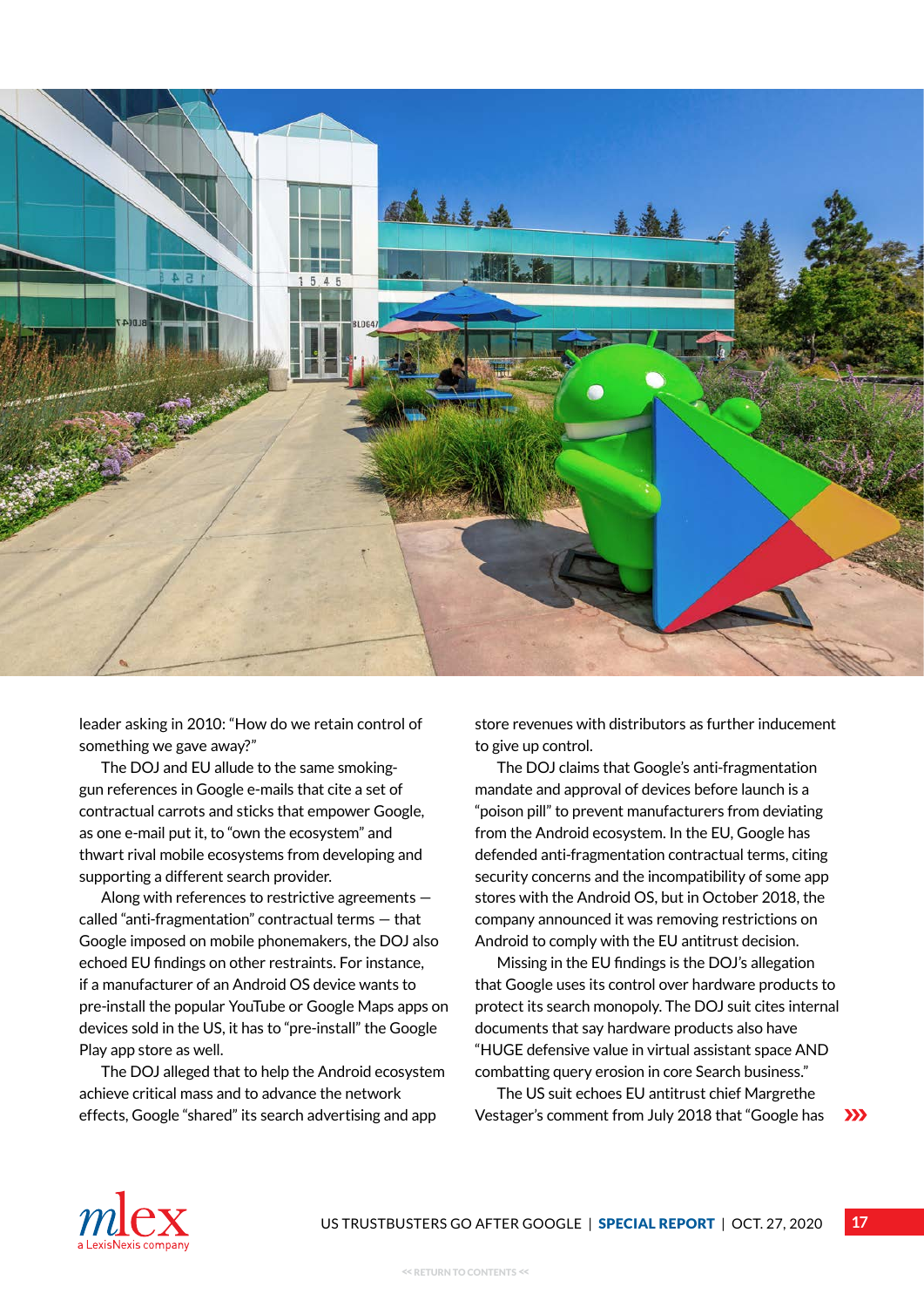leader asking in 2010: "How do we retain control of something we gave away?"

The DOJ and EU allude to the same smoking-gun references in Google e-mails that cite a set of contractual carrots and sticks that empower Google, as one e-mail put it, to "own the ecosystem" and thwart rival mobile ecosystems from developing and supporting a different search provider.

Along with references to restrictive agreements — called "anti-fragmentation" contractual terms — that Google imposed on mobile phonemakers, the DOJ also echoed EU findings on other restraints. For instance, if a manufacturer of an Android OS device wants to pre-install the popular YouTube or Google Maps apps on devices sold in the US, it has to "pre-install" the Google Play app store as well.

The DOJ alleged that to help the Android ecosystem achieve critical mass and to advance the network effects, Google "shared" its search advertising and app store revenues with distributors as further inducement to give up control.

The DOJ claims that Google's anti-fragmentation mandate and approval of devices before launch is a "poison pill" to prevent manufacturers from deviating from the Android ecosystem. In the EU, Google has defended anti-fragmentation contractual terms, citing security concerns and the incompatibility of some app stores with the Android OS, but in October 2018, the company announced it was removing restrictions on Android to comply with the EU antitrust decision.

Missing in the EU findings is the DOJ's allegation that Google uses its control over hardware products to protect its search monopoly. The DOJ suit cites internal documents that say hardware products also have "HUGE defensive value in virtual assistant space AND combatting query erosion in core Search business."

The US suit echoes EU antitrust chief Margrethe Vestager's comment from July 2018 that "Google has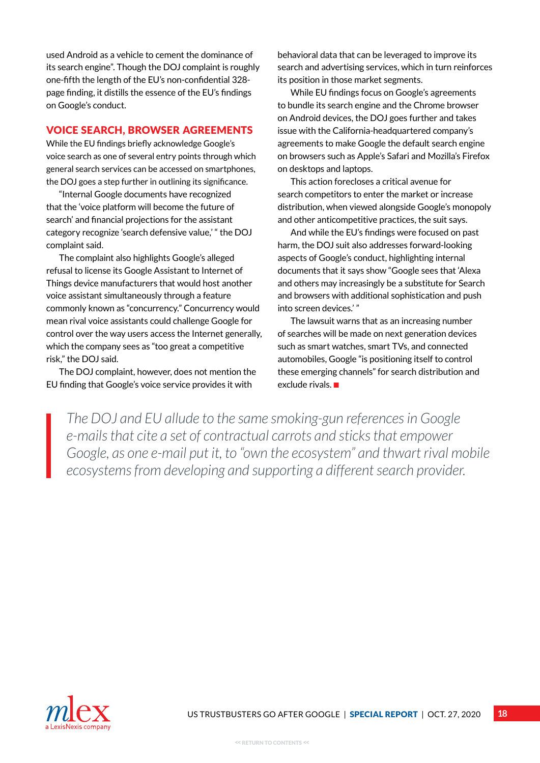used Android as a vehicle to cement the dominance of its search engine". Though the DOJ complaint is roughly one-fifth the length of the EU's non-confidential 328-page finding, it distills the essence of the EU's findings on Google's conduct.

## VOICE SEARCH, BROWSER AGREEMENTS

While the EU findings briefly acknowledge Google's voice search as one of several entry points through which general search services can be accessed on smartphones, the DOJ goes a step further in outlining its significance.

"Internal Google documents have recognized that the 'voice platform will become the future of search' and financial projections for the assistant category recognize 'search defensive value,'" the DOJ complaint said.

The complaint also highlights Google's alleged refusal to license its Google Assistant to Internet of Things device manufacturers that would host another voice assistant simultaneously through a feature commonly known as "concurrency." Concurrency would mean rival voice assistants could challenge Google for control over the way users access the Internet generally, which the company sees as "too great a competitive risk," the DOJ said.

The DOJ complaint, however, does not mention the EU finding that Google's voice service provides it with behavioral data that can be leveraged to improve its search and advertising services, which in turn reinforces its position in those market segments.

While EU findings focus on Google's agreements to bundle its search engine and the Chrome browser on Android devices, the DOJ goes further and takes issue with the California-headquartered company's agreements to make Google the default search engine on browsers such as Apple's Safari and Mozilla's Firefox on desktops and laptops.

This action forecloses a critical avenue for search competitors to enter the market or increase distribution, when viewed alongside Google's monopoly and other anticompetitive practices, the suit says.

And while the EU's findings were focused on past harm, the DOJ suit also addresses forward-looking aspects of Google's conduct, highlighting internal documents that it says show "Google sees that 'Alexa and others may increasingly be a substitute for Search and browsers with additional sophistication and push into screen devices.'"

The lawsuit warns that as an increasing number of searches will be made on next generation devices such as smart watches, smart TVs, and connected automobiles, Google "is positioning itself to control these emerging channels" for search distribution and exclude rivals. ■

> *The DOJ and EU allude to the same smoking-gun references in Google e-mails that cite a set of contractual carrots and sticks that empower Google, as one e-mail put it, to "own the ecosystem" and thwart rival mobile ecosystems from developing and supporting a different search provider.*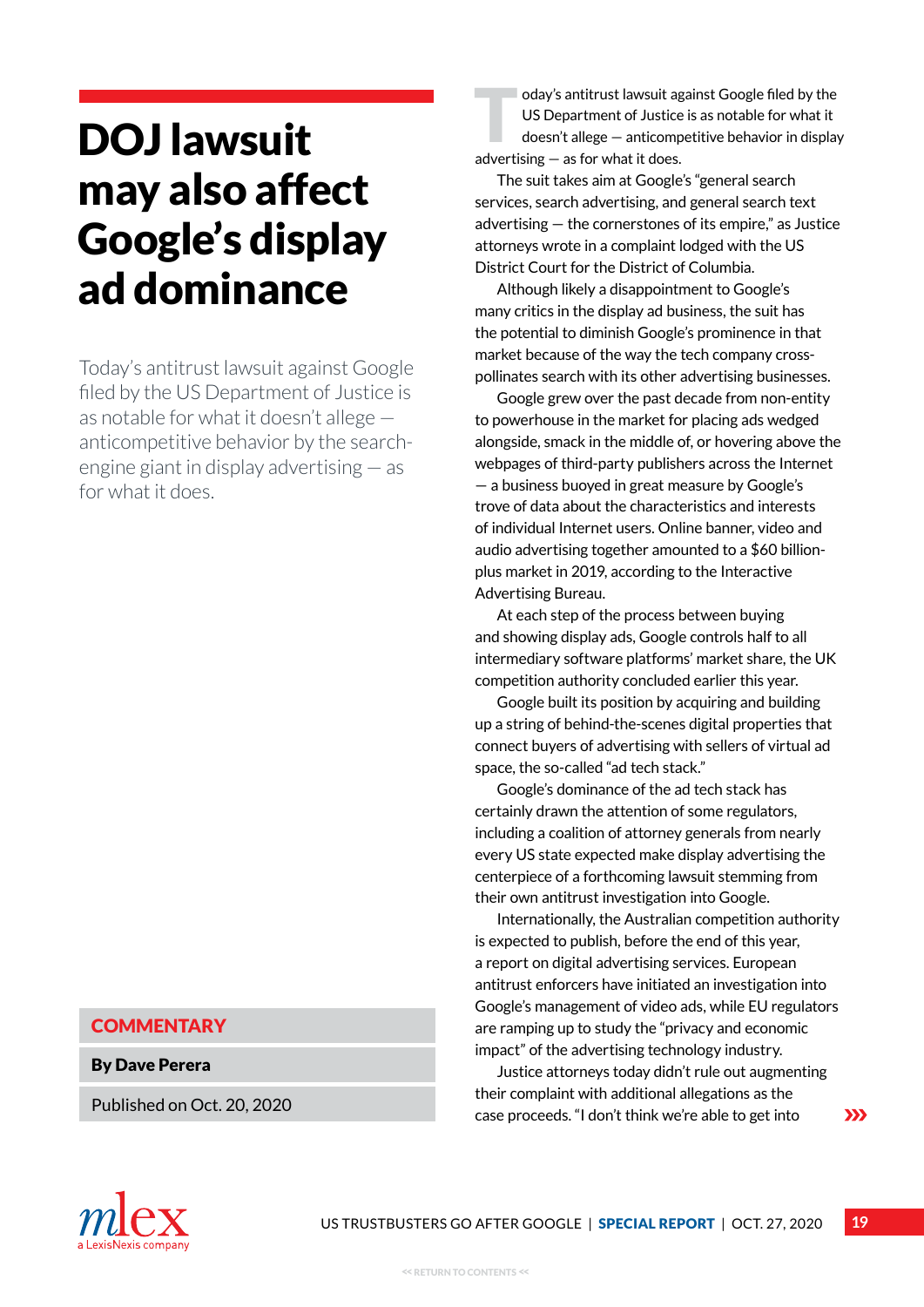# DOJ lawsuit may also affect Google's display ad dominance

Today's antitrust lawsuit against Google filed by the US Department of Justice is as notable for what it doesn't allege — anticompetitive behavior by the search-engine giant in display advertising — as for what it does.

**COMMENTARY**

**By Dave Perera**

Published on Oct. 20, 2020

Today's antitrust lawsuit against Google filed by the US Department of Justice is as notable for what it doesn't allege — anticompetitive behavior in display advertising — as for what it does.

The suit takes aim at Google's "general search services, search advertising, and general search text advertising — the cornerstones of its empire," as Justice attorneys wrote in a complaint lodged with the US District Court for the District of Columbia.

Although likely a disappointment to Google's many critics in the display ad business, the suit has the potential to diminish Google's prominence in that market because of the way the tech company cross-pollinates search with its other advertising businesses.

Google grew over the past decade from non-entity to powerhouse in the market for placing ads wedged alongside, smack in the middle of, or hovering above the webpages of third-party publishers across the Internet — a business buoyed in great measure by Google's trove of data about the characteristics and interests of individual Internet users. Online banner, video and audio advertising together amounted to a $60 billion-plus market in 2019, according to the Interactive Advertising Bureau.

At each step of the process between buying and showing display ads, Google controls half to all intermediary software platforms' market share, the UK competition authority concluded earlier this year.

Google built its position by acquiring and building up a string of behind-the-scenes digital properties that connect buyers of advertising with sellers of virtual ad space, the so-called "ad tech stack."

Google's dominance of the ad tech stack has certainly drawn the attention of some regulators, including a coalition of attorney generals from nearly every US state expected make display advertising the centerpiece of a forthcoming lawsuit stemming from their own antitrust investigation into Google.

Internationally, the Australian competition authority is expected to publish, before the end of this year, a report on digital advertising services. European antitrust enforcers have initiated an investigation into Google's management of video ads, while EU regulators are ramping up to study the "privacy and economic impact" of the advertising technology industry.

Justice attorneys today didn't rule out augmenting their complaint with additional allegations as the case proceeds. "I don't think we're able to get into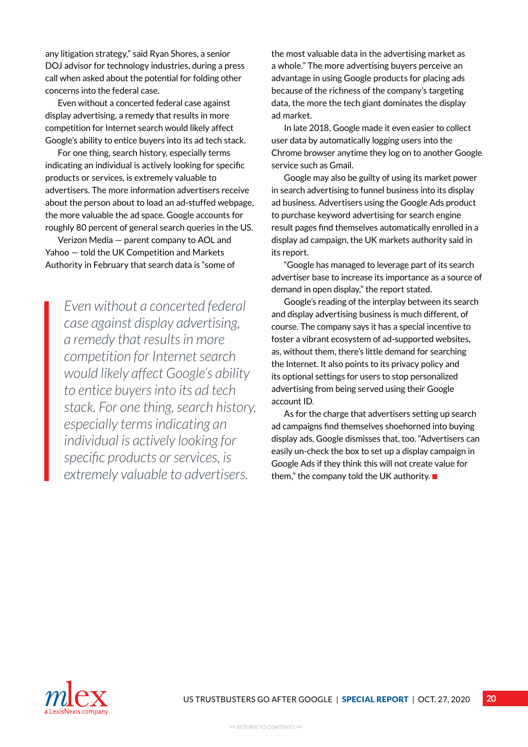any litigation strategy," said Ryan Shores, a senior DOJ advisor for technology industries, during a press call when asked about the potential for folding other concerns into the federal case.

Even without a concerted federal case against display advertising, a remedy that results in more competition for Internet search would likely affect Google's ability to entice buyers into its ad tech stack.

For one thing, search history, especially terms indicating an individual is actively looking for specific products or services, is extremely valuable to advertisers. The more information advertisers receive about the person about to load an ad-stuffed webpage, the more valuable the ad space. Google accounts for roughly 80 percent of general search queries in the US.

Verizon Media — parent company to AOL and Yahoo — told the UK Competition and Markets Authority in February that search data is "some of the most valuable data in the advertising market as a whole." The more advertising buyers perceive an advantage in using Google products for placing ads because of the richness of the company's targeting data, the more the tech giant dominates the display ad market.

> *Even without a concerted federal case against display advertising, a remedy that results in more competition for Internet search would likely affect Google's ability to entice buyers into its ad tech stack. For one thing, search history, especially terms indicating an individual is actively looking for specific products or services, is extremely valuable to advertisers.*

In late 2018, Google made it even easier to collect user data by automatically logging users into the Chrome browser anytime they log on to another Google service such as Gmail.

Google may also be guilty of using its market power in search advertising to funnel business into its display ad business. Advertisers using the Google Ads product to purchase keyword advertising for search engine result pages find themselves automatically enrolled in a display ad campaign, the UK markets authority said in its report.

"Google has managed to leverage part of its search advertiser base to increase its importance as a source of demand in open display," the report stated.

Google's reading of the interplay between its search and display advertising business is much different, of course. The company says it has a special incentive to foster a vibrant ecosystem of ad-supported websites, as, without them, there's little demand for searching the Internet. It also points to its privacy policy and its optional settings for users to stop personalized advertising from being served using their Google account ID.

As for the charge that advertisers setting up search ad campaigns find themselves shoehorned into buying display ads, Google dismisses that, too. "Advertisers can easily un-check the box to set up a display campaign in Google Ads if they think this will not create value for them," the company told the UK authority. ■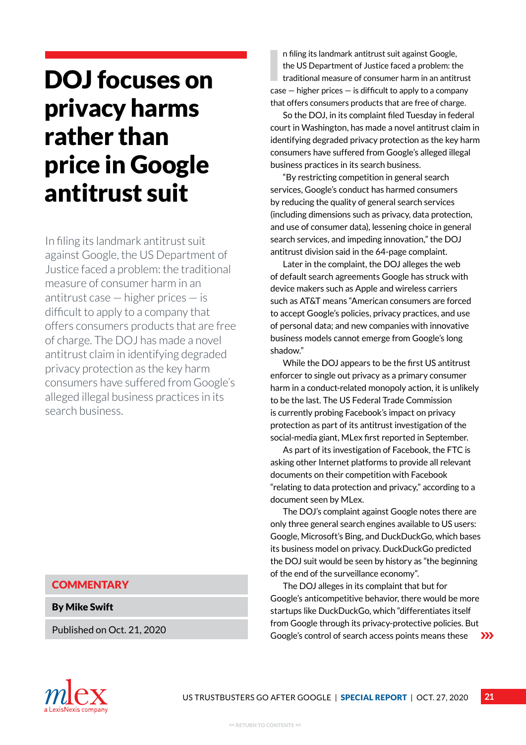# DOJ focuses on privacy harms rather than price in Google antitrust suit

In filing its landmark antitrust suit against Google, the US Department of Justice faced a problem: the traditional measure of consumer harm in an antitrust case — higher prices — is difficult to apply to a company that offers consumers products that are free of charge. The DOJ has made a novel antitrust claim in identifying degraded privacy protection as the key harm consumers have suffered from Google's alleged illegal business practices in its search business.

**COMMENTARY**

**By Mike Swift**

Published on Oct. 21, 2020

In filing its landmark antitrust suit against Google, the US Department of Justice faced a problem: the traditional measure of consumer harm in an antitrust case — higher prices — is difficult to apply to a company that offers consumers products that are free of charge.

So the DOJ, in its complaint filed Tuesday in federal court in Washington, has made a novel antitrust claim in identifying degraded privacy protection as the key harm consumers have suffered from Google's alleged illegal business practices in its search business.

"By restricting competition in general search services, Google's conduct has harmed consumers by reducing the quality of general search services (including dimensions such as privacy, data protection, and use of consumer data), lessening choice in general search services, and impeding innovation," the DOJ antitrust division said in the 64-page complaint.

Later in the complaint, the DOJ alleges the web of default search agreements Google has struck with device makers such as Apple and wireless carriers such as AT&T means "American consumers are forced to accept Google's policies, privacy practices, and use of personal data; and new companies with innovative business models cannot emerge from Google's long shadow."

While the DOJ appears to be the first US antitrust enforcer to single out privacy as a primary consumer harm in a conduct-related monopoly action, it is unlikely to be the last. The US Federal Trade Commission is currently probing Facebook's impact on privacy protection as part of its antitrust investigation of the social-media giant, MLex first reported in September.

As part of its investigation of Facebook, the FTC is asking other Internet platforms to provide all relevant documents on their competition with Facebook "relating to data protection and privacy," according to a document seen by MLex.

The DOJ's complaint against Google notes there are only three general search engines available to US users: Google, Microsoft's Bing, and DuckDuckGo, which bases its business model on privacy. DuckDuckGo predicted the DOJ suit would be seen by history as "the beginning of the end of the surveillance economy".

The DOJ alleges in its complaint that but for Google's anticompetitive behavior, there would be more startups like DuckDuckGo, which "differentiates itself from Google through its privacy-protective policies. But Google's control of search access points means these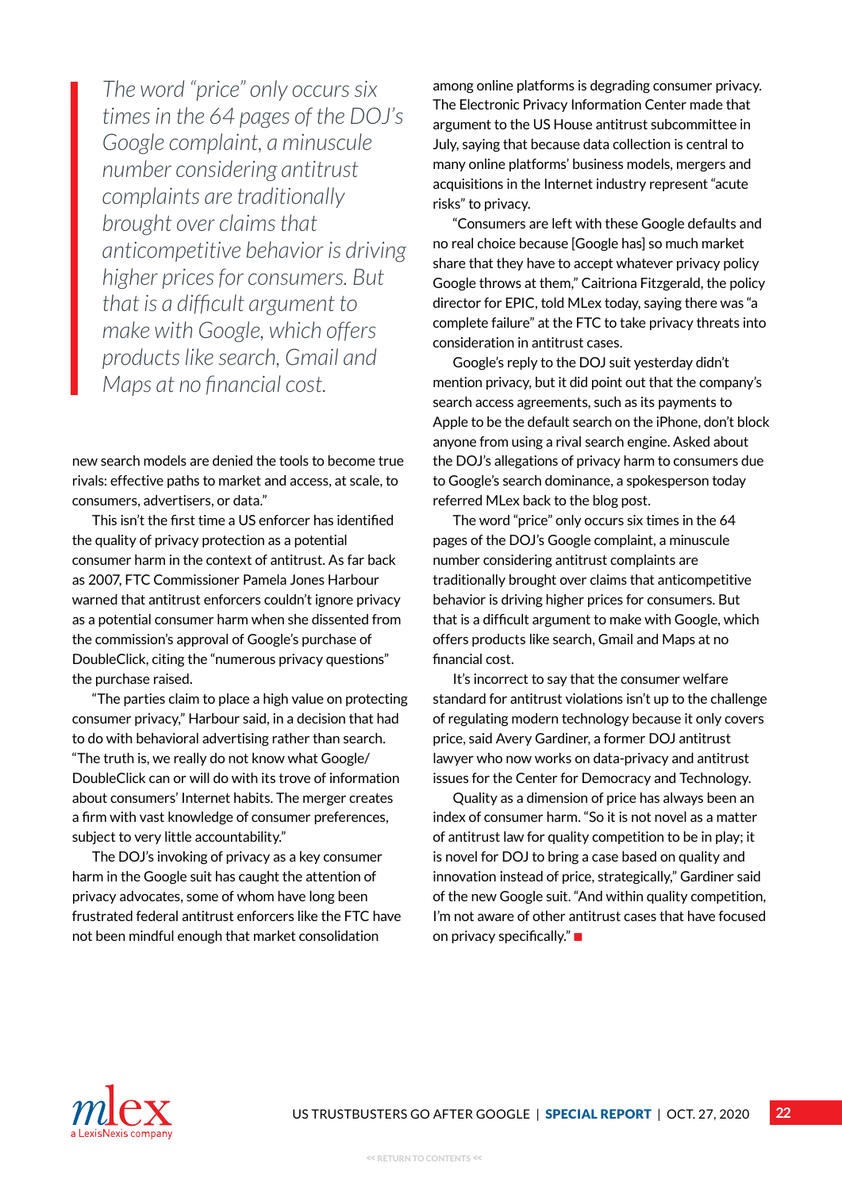> *The word "price" only occurs six times in the 64 pages of the DOJ's Google complaint, a minuscule number considering antitrust complaints are traditionally brought over claims that anticompetitive behavior is driving higher prices for consumers. But that is a difficult argument to make with Google, which offers products like search, Gmail and Maps at no financial cost.*

new search models are denied the tools to become true rivals: effective paths to market and access, at scale, to consumers, advertisers, or data."

This isn't the first time a US enforcer has identified the quality of privacy protection as a potential consumer harm in the context of antitrust. As far back as 2007, FTC Commissioner Pamela Jones Harbour warned that antitrust enforcers couldn't ignore privacy as a potential consumer harm when she dissented from the commission's approval of Google's purchase of DoubleClick, citing the "numerous privacy questions" the purchase raised.

"The parties claim to place a high value on protecting consumer privacy," Harbour said, in a decision that had to do with behavioral advertising rather than search. "The truth is, we really do not know what Google/DoubleClick can or will do with its trove of information about consumers' Internet habits. The merger creates a firm with vast knowledge of consumer preferences, subject to very little accountability."

The DOJ's invoking of privacy as a key consumer harm in the Google suit has caught the attention of privacy advocates, some of whom have long been frustrated federal antitrust enforcers like the FTC have not been mindful enough that market consolidation among online platforms is degrading consumer privacy. The Electronic Privacy Information Center made that argument to the US House antitrust subcommittee in July, saying that because data collection is central to many online platforms' business models, mergers and acquisitions in the Internet industry represent "acute risks" to privacy.

"Consumers are left with these Google defaults and no real choice because [Google has] so much market share that they have to accept whatever privacy policy Google throws at them," Caitriona Fitzgerald, the policy director for EPIC, told MLex today, saying there was "a complete failure" at the FTC to take privacy threats into consideration in antitrust cases.

Google's reply to the DOJ suit yesterday didn't mention privacy, but it did point out that the company's search access agreements, such as its payments to Apple to be the default search on the iPhone, don't block anyone from using a rival search engine. Asked about the DOJ's allegations of privacy harm to consumers due to Google's search dominance, a spokesperson today referred MLex back to the blog post.

The word "price" only occurs six times in the 64 pages of the DOJ's Google complaint, a minuscule number considering antitrust complaints are traditionally brought over claims that anticompetitive behavior is driving higher prices for consumers. But that is a difficult argument to make with Google, which offers products like search, Gmail and Maps at no financial cost.

It's incorrect to say that the consumer welfare standard for antitrust violations isn't up to the challenge of regulating modern technology because it only covers price, said Avery Gardiner, a former DOJ antitrust lawyer who now works on data-privacy and antitrust issues for the Center for Democracy and Technology.

Quality as a dimension of price has always been an index of consumer harm. "So it is not novel as a matter of antitrust law for quality competition to be in play; it is novel for DOJ to bring a case based on quality and innovation instead of price, strategically," Gardiner said of the new Google suit. "And within quality competition, I'm not aware of other antitrust cases that have focused on privacy specifically." ■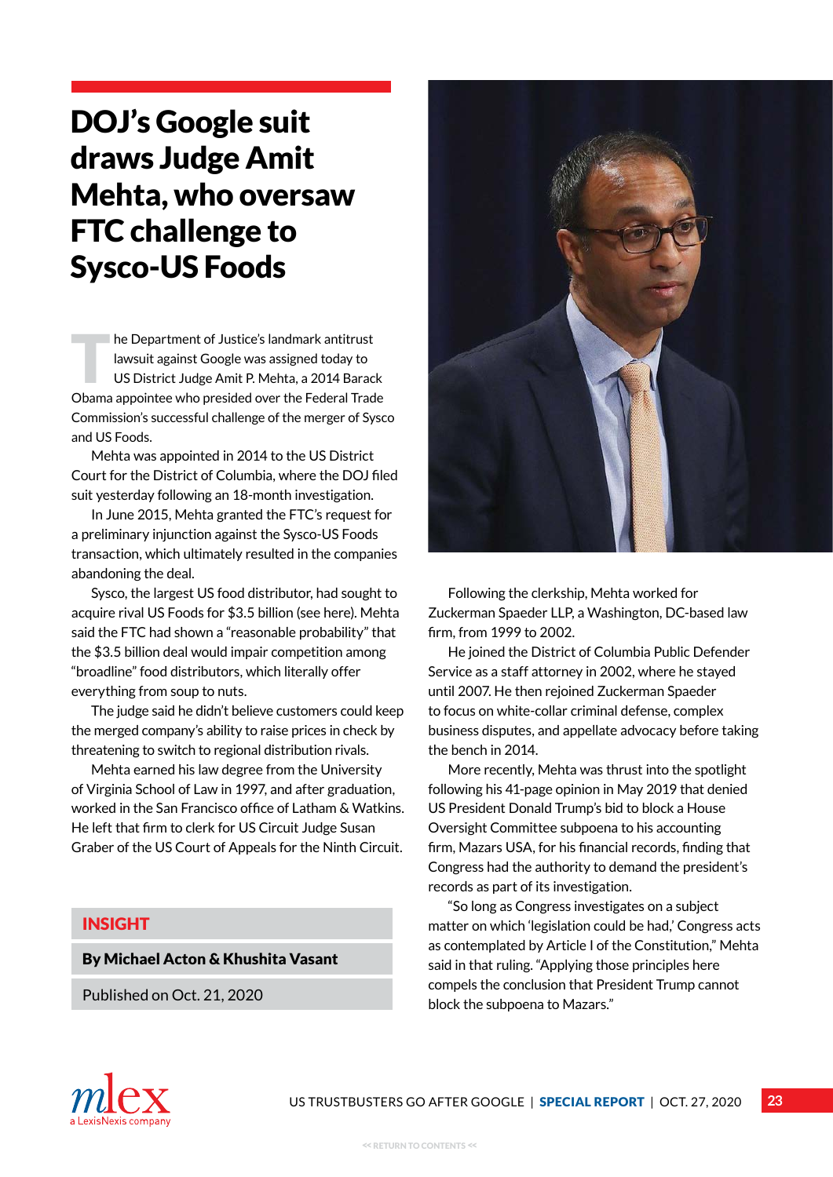# DOJ's Google suit draws Judge Amit Mehta, who oversaw FTC challenge to Sysco-US Foods

The Department of Justice's landmark antitrust lawsuit against Google was assigned today to US District Judge Amit P. Mehta, a 2014 Barack Obama appointee who presided over the Federal Trade Commission's successful challenge of the merger of Sysco and US Foods.

Mehta was appointed in 2014 to the US District Court for the District of Columbia, where the DOJ filed suit yesterday following an 18-month investigation.

In June 2015, Mehta granted the FTC's request for a preliminary injunction against the Sysco-US Foods transaction, which ultimately resulted in the companies abandoning the deal.

Sysco, the largest US food distributor, had sought to acquire rival US Foods for $3.5 billion (see here). Mehta said the FTC had shown a "reasonable probability" that the $3.5 billion deal would impair competition among "broadline" food distributors, which literally offer everything from soup to nuts.

The judge said he didn't believe customers could keep the merged company's ability to raise prices in check by threatening to switch to regional distribution rivals.

Mehta earned his law degree from the University of Virginia School of Law in 1997, and after graduation, worked in the San Francisco office of Latham & Watkins. He left that firm to clerk for US Circuit Judge Susan Graber of the US Court of Appeals for the Ninth Circuit.

Following the clerkship, Mehta worked for Zuckerman Spaeder LLP, a Washington, DC-based law firm, from 1999 to 2002.

He joined the District of Columbia Public Defender Service as a staff attorney in 2002, where he stayed until 2007. He then rejoined Zuckerman Spaeder to focus on white-collar criminal defense, complex business disputes, and appellate advocacy before taking the bench in 2014.

More recently, Mehta was thrust into the spotlight following his 41-page opinion in May 2019 that denied US President Donald Trump's bid to block a House Oversight Committee subpoena to his accounting firm, Mazars USA, for his financial records, finding that Congress had the authority to demand the president's records as part of its investigation.

"So long as Congress investigates on a subject matter on which 'legislation could be had,' Congress acts as contemplated by Article I of the Constitution," Mehta said in that ruling. "Applying those principles here compels the conclusion that President Trump cannot block the subpoena to Mazars."

**INSIGHT**

**By Michael Acton & Khushita Vasant**

Published on Oct. 21, 2020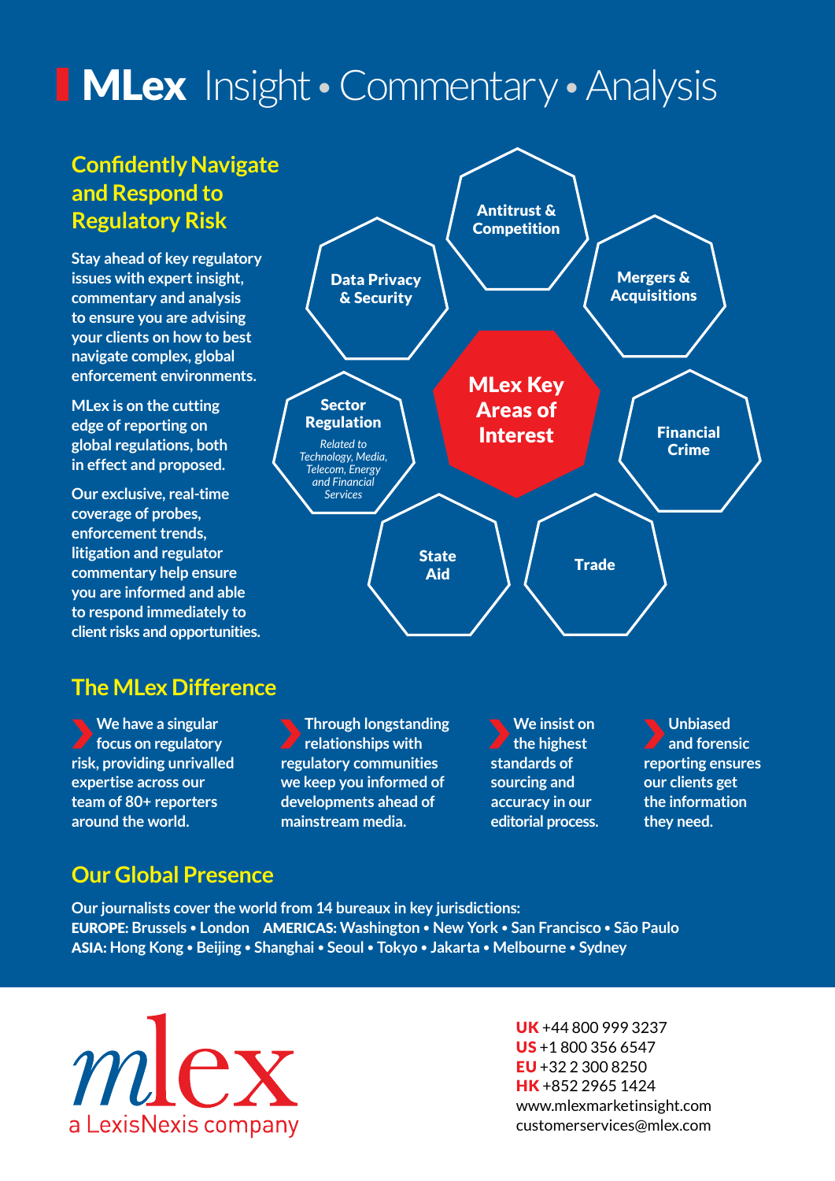# MLex Insight • Commentary • Analysis

## Confidently Navigate and Respond to Regulatory Risk

Stay ahead of key regulatory issues with expert insight, commentary and analysis to ensure you are advising your clients on how to best navigate complex, global enforcement environments.

MLex is on the cutting edge of reporting on global regulations, both in effect and proposed.

Our exclusive, real-time coverage of probes, enforcement trends, litigation and regulator commentary help ensure you are informed and able to respond immediately to client risks and opportunities.

**MLex Key Areas of Interest**

- Antitrust & Competition
- Mergers & Acquisitions
- Financial Crime
- Trade
- State Aid
- Sector Regulation — *Related to Technology, Media, Telecom, Energy and Financial Services*
- Data Privacy & Security

## The MLex Difference

- We have a singular focus on regulatory risk, providing unrivalled expertise across our team of 80+ reporters around the world.
- Through longstanding relationships with regulatory communities we keep you informed of developments ahead of mainstream media.
- We insist on the highest standards of sourcing and accuracy in our editorial process.
- Unbiased and forensic reporting ensures our clients get the information they need.

## Our Global Presence

Our journalists cover the world from 14 bureaux in key jurisdictions:
**EUROPE:** Brussels • London **AMERICAS:** Washington • New York • San Francisco • São Paulo
**ASIA:** Hong Kong • Beijing • Shanghai • Seoul • Tokyo • Jakarta • Melbourne • Sydney

mlex
a LexisNexis company

**UK** +44 800 999 3237
**US** +1 800 356 6547
**EU** +32 2 300 8250
**HK** +852 2965 1424
www.mlexmarketinsight.com
customerservices@mlex.com